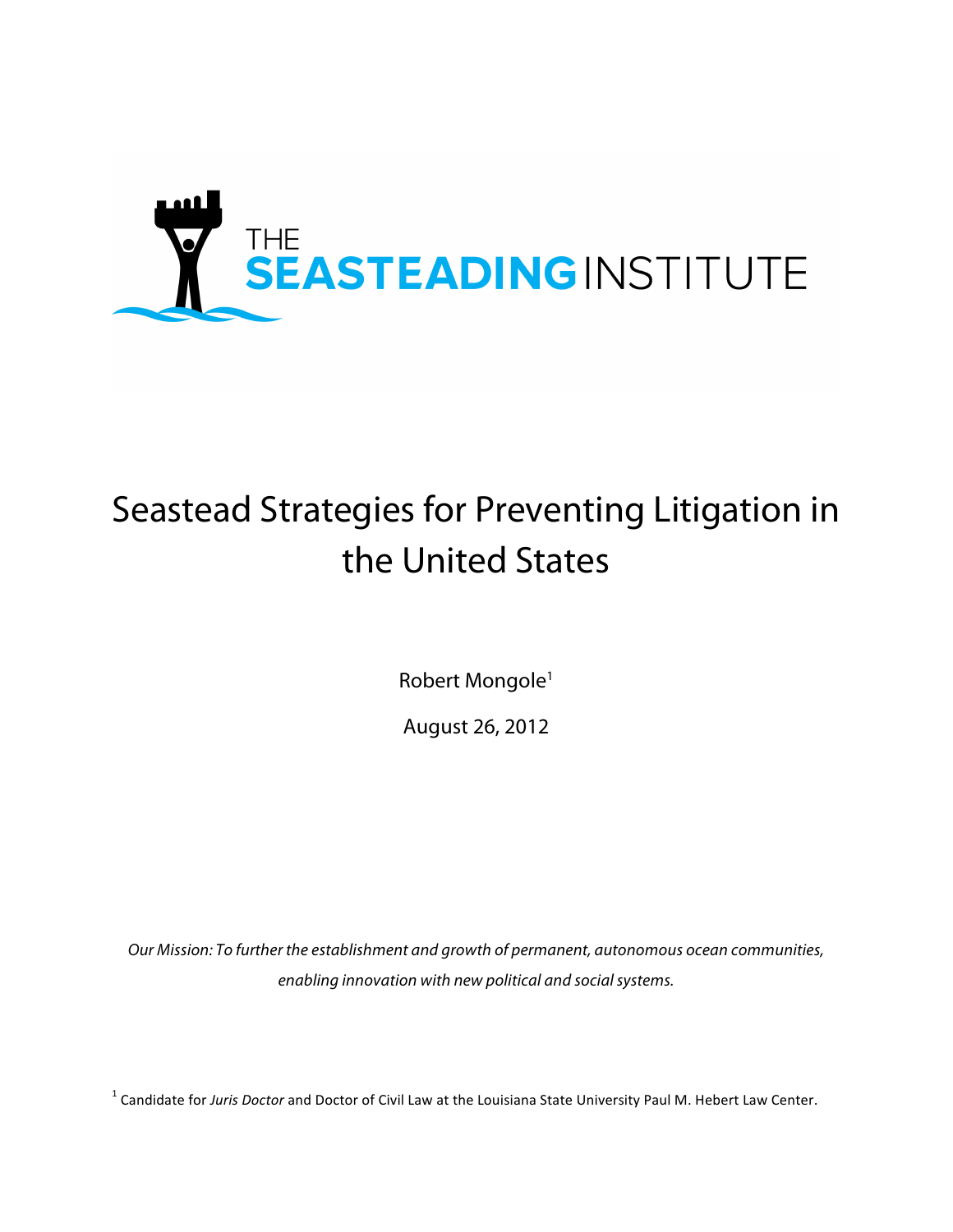THE SEASTEADING INSTITUTE

# Seastead Strategies for Preventing Litigation in the United States

Robert Mongole[1]

August 26, 2012

*Our Mission: To further the establishment and growth of permanent, autonomous ocean communities, enabling innovation with new political and social systems.*

[1] Candidate for *Juris Doctor* and Doctor of Civil Law at the Louisiana State University Paul M. Hebert Law Center.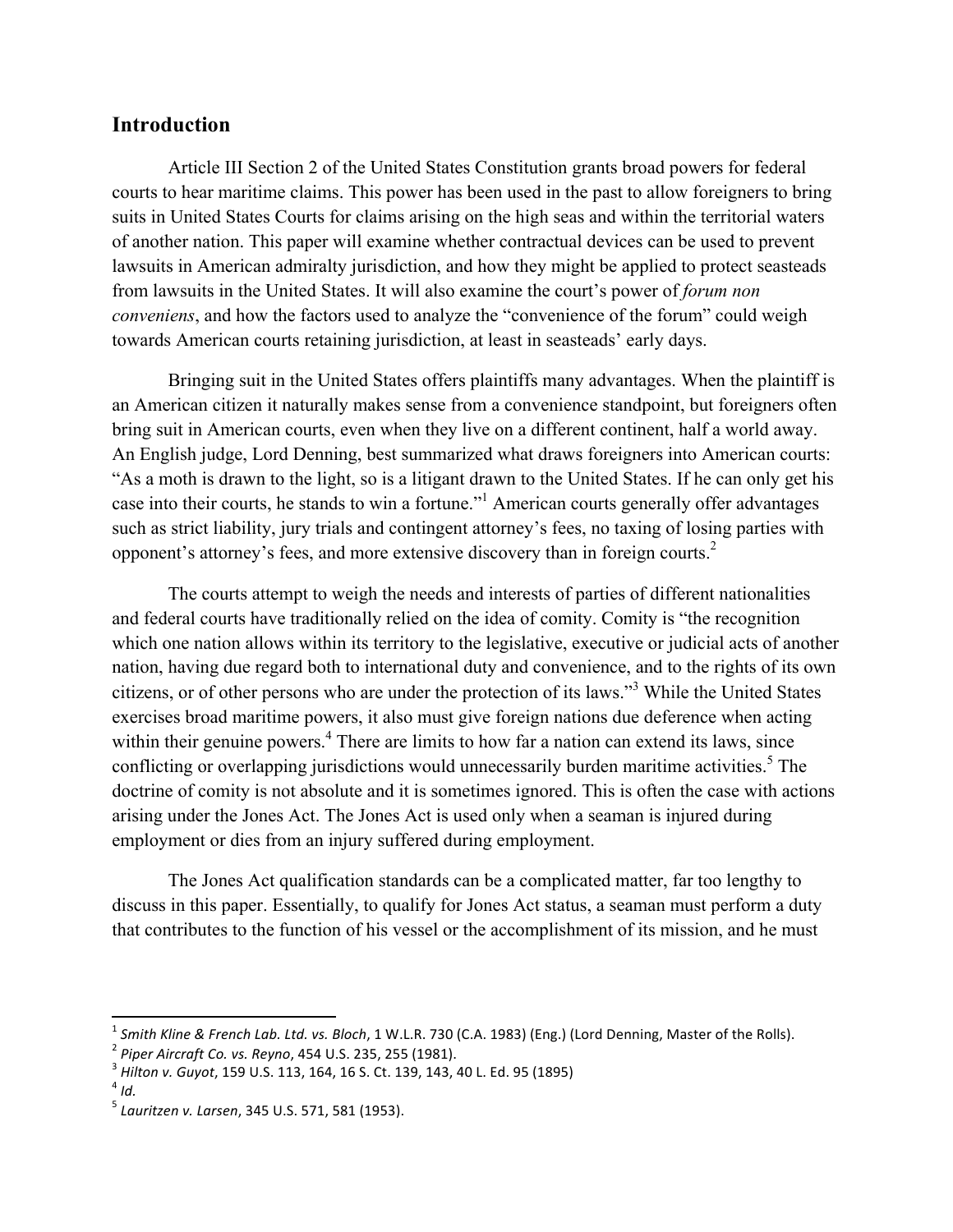## Introduction

Article III Section 2 of the United States Constitution grants broad powers for federal courts to hear maritime claims. This power has been used in the past to allow foreigners to bring suits in United States Courts for claims arising on the high seas and within the territorial waters of another nation. This paper will examine whether contractual devices can be used to prevent lawsuits in American admiralty jurisdiction, and how they might be applied to protect seasteads from lawsuits in the United States. It will also examine the court's power of *forum non conveniens*, and how the factors used to analyze the "convenience of the forum" could weigh towards American courts retaining jurisdiction, at least in seasteads' early days.

Bringing suit in the United States offers plaintiffs many advantages. When the plaintiff is an American citizen it naturally makes sense from a convenience standpoint, but foreigners often bring suit in American courts, even when they live on a different continent, half a world away. An English judge, Lord Denning, best summarized what draws foreigners into American courts: "As a moth is drawn to the light, so is a litigant drawn to the United States. If he can only get his case into their courts, he stands to win a fortune."[1] American courts generally offer advantages such as strict liability, jury trials and contingent attorney's fees, no taxing of losing parties with opponent's attorney's fees, and more extensive discovery than in foreign courts.[2]

The courts attempt to weigh the needs and interests of parties of different nationalities and federal courts have traditionally relied on the idea of comity. Comity is "the recognition which one nation allows within its territory to the legislative, executive or judicial acts of another nation, having due regard both to international duty and convenience, and to the rights of its own citizens, or of other persons who are under the protection of its laws."[3] While the United States exercises broad maritime powers, it also must give foreign nations due deference when acting within their genuine powers.[4] There are limits to how far a nation can extend its laws, since conflicting or overlapping jurisdictions would unnecessarily burden maritime activities.[5] The doctrine of comity is not absolute and it is sometimes ignored. This is often the case with actions arising under the Jones Act. The Jones Act is used only when a seaman is injured during employment or dies from an injury suffered during employment.

The Jones Act qualification standards can be a complicated matter, far too lengthy to discuss in this paper. Essentially, to qualify for Jones Act status, a seaman must perform a duty that contributes to the function of his vessel or the accomplishment of its mission, and he must

---

[1] *Smith Kline & French Lab. Ltd. vs. Bloch*, 1 W.L.R. 730 (C.A. 1983) (Eng.) (Lord Denning, Master of the Rolls).

[2] *Piper Aircraft Co. vs. Reyno*, 454 U.S. 235, 255 (1981).

[3] *Hilton v. Guyot*, 159 U.S. 113, 164, 16 S. Ct. 139, 143, 40 L. Ed. 95 (1895)

[4] *Id.*

[5] *Lauritzen v. Larsen*, 345 U.S. 571, 581 (1953).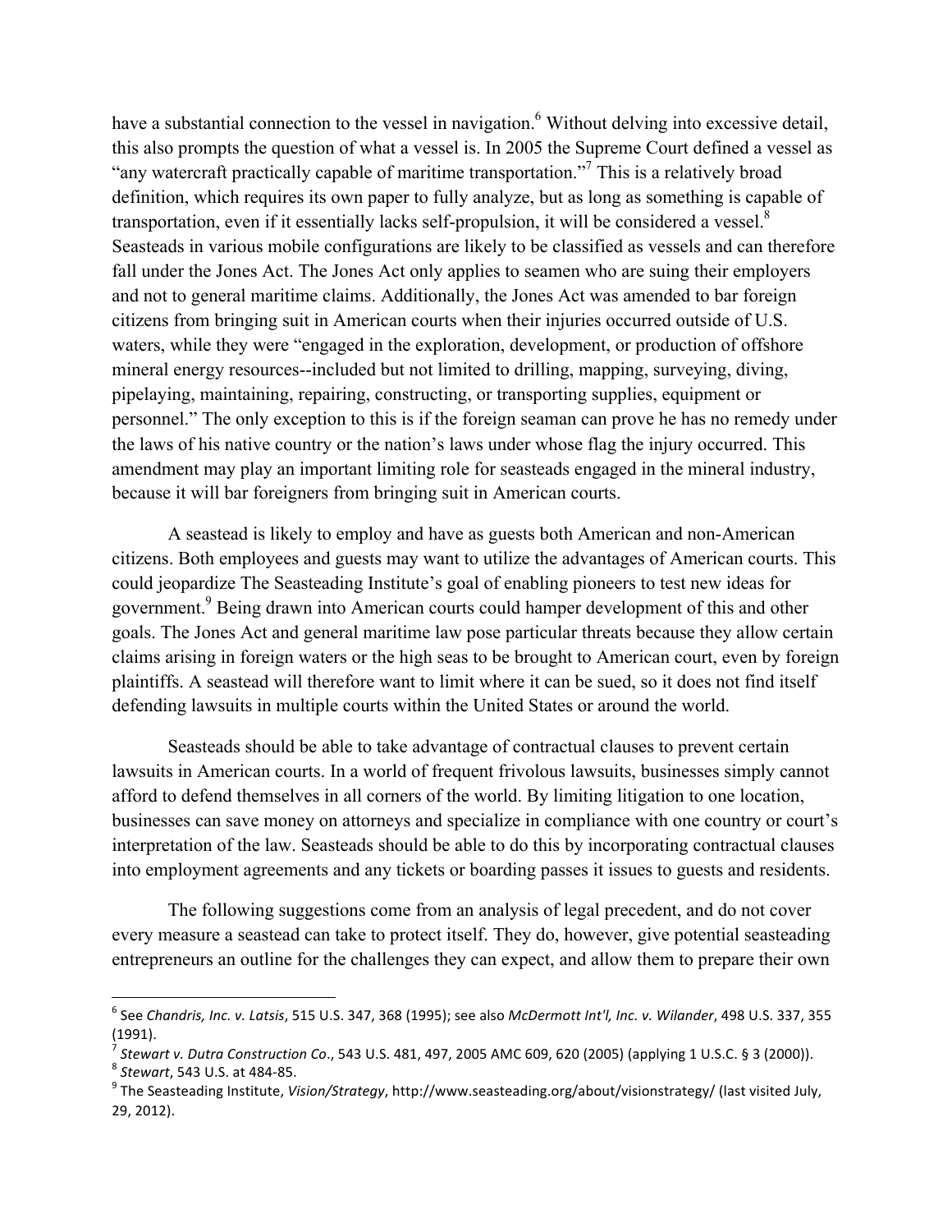have a substantial connection to the vessel in navigation.[6] Without delving into excessive detail, this also prompts the question of what a vessel is. In 2005 the Supreme Court defined a vessel as "any watercraft practically capable of maritime transportation."[7] This is a relatively broad definition, which requires its own paper to fully analyze, but as long as something is capable of transportation, even if it essentially lacks self-propulsion, it will be considered a vessel.[8] Seasteads in various mobile configurations are likely to be classified as vessels and can therefore fall under the Jones Act. The Jones Act only applies to seamen who are suing their employers and not to general maritime claims. Additionally, the Jones Act was amended to bar foreign citizens from bringing suit in American courts when their injuries occurred outside of U.S. waters, while they were "engaged in the exploration, development, or production of offshore mineral energy resources--included but not limited to drilling, mapping, surveying, diving, pipelaying, maintaining, repairing, constructing, or transporting supplies, equipment or personnel." The only exception to this is if the foreign seaman can prove he has no remedy under the laws of his native country or the nation's laws under whose flag the injury occurred. This amendment may play an important limiting role for seasteads engaged in the mineral industry, because it will bar foreigners from bringing suit in American courts.

A seastead is likely to employ and have as guests both American and non-American citizens. Both employees and guests may want to utilize the advantages of American courts. This could jeopardize The Seasteading Institute's goal of enabling pioneers to test new ideas for government.[9] Being drawn into American courts could hamper development of this and other goals. The Jones Act and general maritime law pose particular threats because they allow certain claims arising in foreign waters or the high seas to be brought to American court, even by foreign plaintiffs. A seastead will therefore want to limit where it can be sued, so it does not find itself defending lawsuits in multiple courts within the United States or around the world.

Seasteads should be able to take advantage of contractual clauses to prevent certain lawsuits in American courts. In a world of frequent frivolous lawsuits, businesses simply cannot afford to defend themselves in all corners of the world. By limiting litigation to one location, businesses can save money on attorneys and specialize in compliance with one country or court's interpretation of the law. Seasteads should be able to do this by incorporating contractual clauses into employment agreements and any tickets or boarding passes it issues to guests and residents.

The following suggestions come from an analysis of legal precedent, and do not cover every measure a seastead can take to protect itself. They do, however, give potential seasteading entrepreneurs an outline for the challenges they can expect, and allow them to prepare their own

---

[6] See *Chandris, Inc. v. Latsis*, 515 U.S. 347, 368 (1995); see also *McDermott Int'l, Inc. v. Wilander*, 498 U.S. 337, 355 (1991).

[7] *Stewart v. Dutra Construction Co*., 543 U.S. 481, 497, 2005 AMC 609, 620 (2005) (applying 1 U.S.C. § 3 (2000)).

[8] *Stewart*, 543 U.S. at 484-85.

[9] The Seasteading Institute, *Vision/Strategy*, http://www.seasteading.org/about/visionstrategy/ (last visited July, 29, 2012).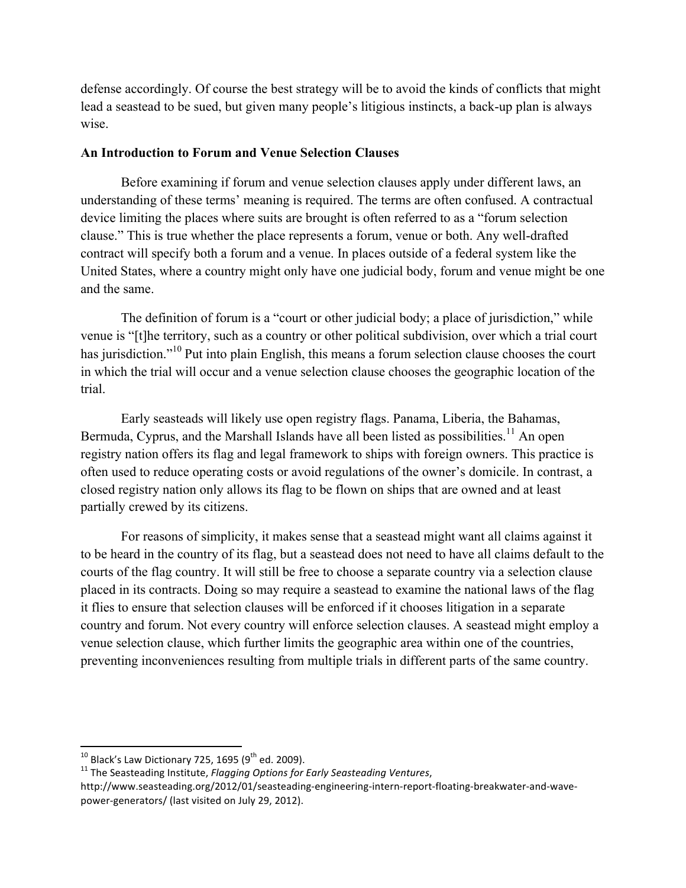defense accordingly. Of course the best strategy will be to avoid the kinds of conflicts that might lead a seastead to be sued, but given many people's litigious instincts, a back-up plan is always wise.

**An Introduction to Forum and Venue Selection Clauses**

Before examining if forum and venue selection clauses apply under different laws, an understanding of these terms' meaning is required. The terms are often confused. A contractual device limiting the places where suits are brought is often referred to as a "forum selection clause." This is true whether the place represents a forum, venue or both. Any well-drafted contract will specify both a forum and a venue. In places outside of a federal system like the United States, where a country might only have one judicial body, forum and venue might be one and the same.

The definition of forum is a "court or other judicial body; a place of jurisdiction," while venue is "[t]he territory, such as a country or other political subdivision, over which a trial court has jurisdiction."[10] Put into plain English, this means a forum selection clause chooses the court in which the trial will occur and a venue selection clause chooses the geographic location of the trial.

Early seasteads will likely use open registry flags. Panama, Liberia, the Bahamas, Bermuda, Cyprus, and the Marshall Islands have all been listed as possibilities.[11] An open registry nation offers its flag and legal framework to ships with foreign owners. This practice is often used to reduce operating costs or avoid regulations of the owner's domicile. In contrast, a closed registry nation only allows its flag to be flown on ships that are owned and at least partially crewed by its citizens.

For reasons of simplicity, it makes sense that a seastead might want all claims against it to be heard in the country of its flag, but a seastead does not need to have all claims default to the courts of the flag country. It will still be free to choose a separate country via a selection clause placed in its contracts. Doing so may require a seastead to examine the national laws of the flag it flies to ensure that selection clauses will be enforced if it chooses litigation in a separate country and forum. Not every country will enforce selection clauses. A seastead might employ a venue selection clause, which further limits the geographic area within one of the countries, preventing inconveniences resulting from multiple trials in different parts of the same country.

---

[10] Black's Law Dictionary 725, 1695 (9th ed. 2009).

[11] The Seasteading Institute, *Flagging Options for Early Seasteading Ventures*, http://www.seasteading.org/2012/01/seasteading-engineering-intern-report-floating-breakwater-and-wave-power-generators/ (last visited on July 29, 2012).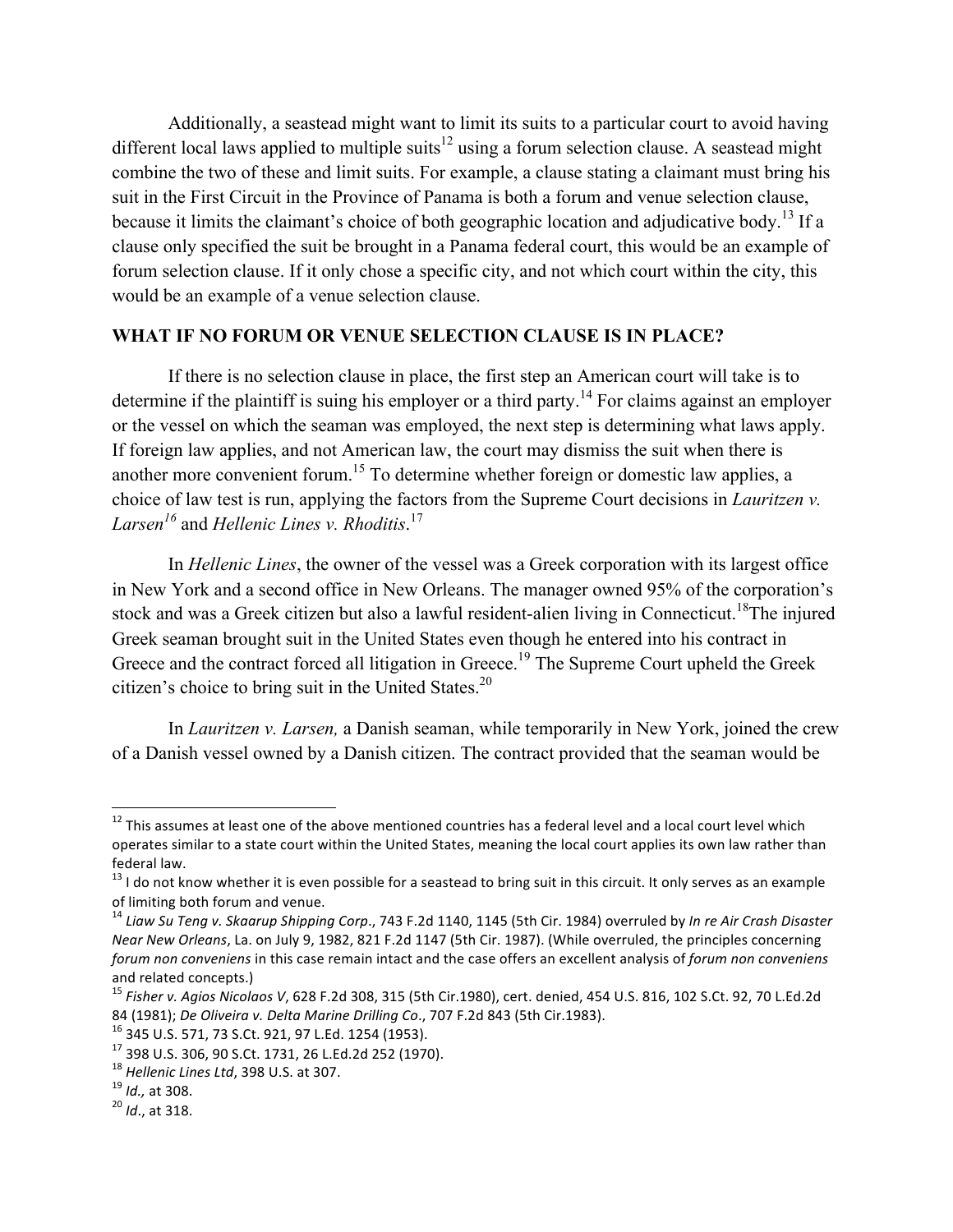Additionally, a seastead might want to limit its suits to a particular court to avoid having different local laws applied to multiple suits[12] using a forum selection clause. A seastead might combine the two of these and limit suits. For example, a clause stating a claimant must bring his suit in the First Circuit in the Province of Panama is both a forum and venue selection clause, because it limits the claimant's choice of both geographic location and adjudicative body.[13] If a clause only specified the suit be brought in a Panama federal court, this would be an example of forum selection clause. If it only chose a specific city, and not which court within the city, this would be an example of a venue selection clause.

**WHAT IF NO FORUM OR VENUE SELECTION CLAUSE IS IN PLACE?**

If there is no selection clause in place, the first step an American court will take is to determine if the plaintiff is suing his employer or a third party.[14] For claims against an employer or the vessel on which the seaman was employed, the next step is determining what laws apply. If foreign law applies, and not American law, the court may dismiss the suit when there is another more convenient forum.[15] To determine whether foreign or domestic law applies, a choice of law test is run, applying the factors from the Supreme Court decisions in *Lauritzen v. Larsen*[16] and *Hellenic Lines v. Rhoditis*.[17]

In *Hellenic Lines*, the owner of the vessel was a Greek corporation with its largest office in New York and a second office in New Orleans. The manager owned 95% of the corporation's stock and was a Greek citizen but also a lawful resident-alien living in Connecticut.[18] The injured Greek seaman brought suit in the United States even though he entered into his contract in Greece and the contract forced all litigation in Greece.[19] The Supreme Court upheld the Greek citizen's choice to bring suit in the United States.[20]

In *Lauritzen v. Larsen,* a Danish seaman, while temporarily in New York, joined the crew of a Danish vessel owned by a Danish citizen. The contract provided that the seaman would be

---

[12] This assumes at least one of the above mentioned countries has a federal level and a local court level which operates similar to a state court within the United States, meaning the local court applies its own law rather than federal law.

[13] I do not know whether it is even possible for a seastead to bring suit in this circuit. It only serves as an example of limiting both forum and venue.

[14] *Liaw Su Teng v. Skaarup Shipping Corp*., 743 F.2d 1140, 1145 (5th Cir. 1984) overruled by *In re Air Crash Disaster Near New Orleans*, La. on July 9, 1982, 821 F.2d 1147 (5th Cir. 1987). (While overruled, the principles concerning *forum non conveniens* in this case remain intact and the case offers an excellent analysis of *forum non conveniens* and related concepts.)

[15] *Fisher v. Agios Nicolaos V*, 628 F.2d 308, 315 (5th Cir.1980), cert. denied, 454 U.S. 816, 102 S.Ct. 92, 70 L.Ed.2d 84 (1981); *De Oliveira v. Delta Marine Drilling Co*., 707 F.2d 843 (5th Cir.1983).

[16] 345 U.S. 571, 73 S.Ct. 921, 97 L.Ed. 1254 (1953).

[17] 398 U.S. 306, 90 S.Ct. 1731, 26 L.Ed.2d 252 (1970).

[18] *Hellenic Lines Ltd*, 398 U.S. at 307.

[19] *Id.,* at 308.

[20] *Id*., at 318.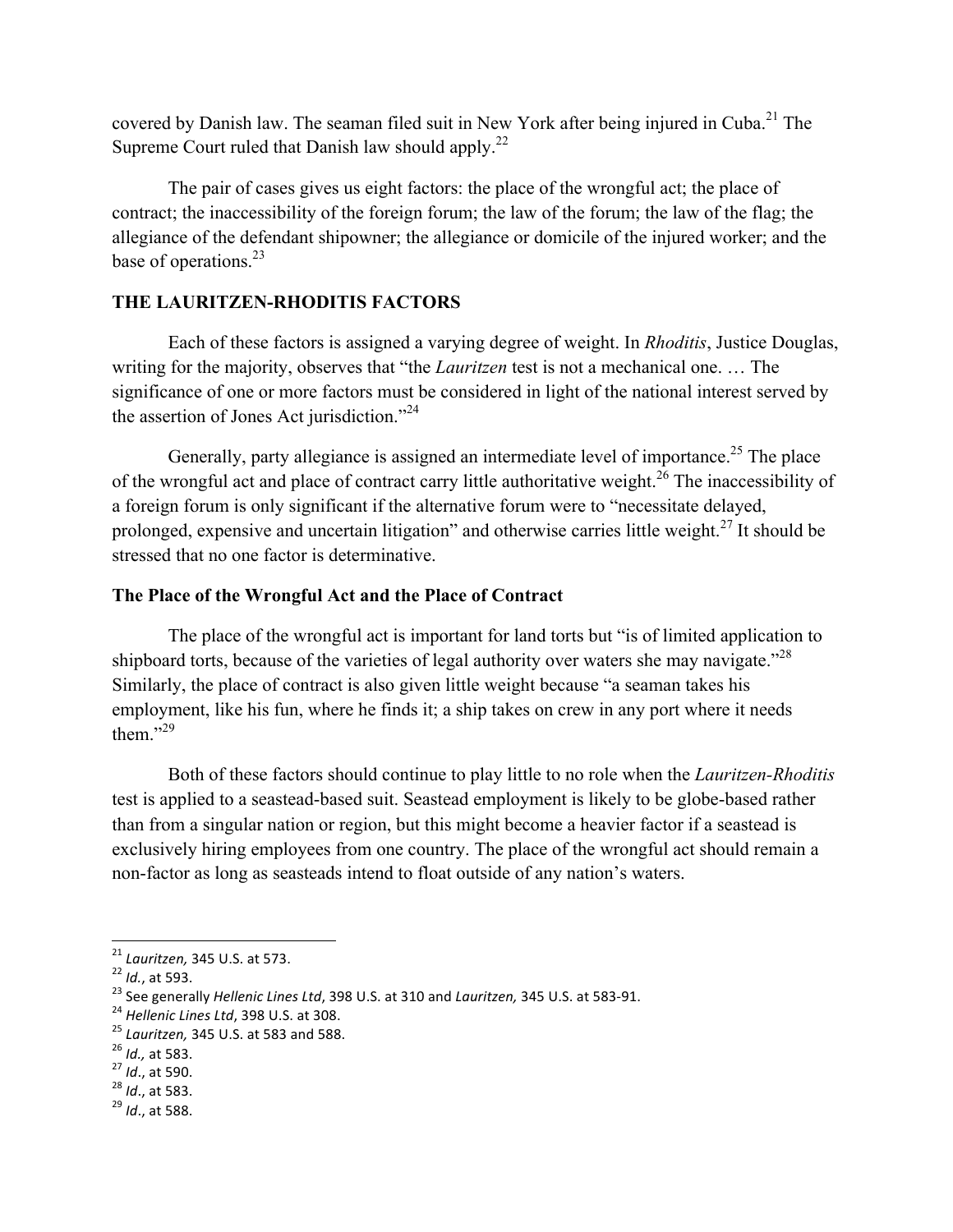covered by Danish law. The seaman filed suit in New York after being injured in Cuba.[21] The Supreme Court ruled that Danish law should apply.[22]

The pair of cases gives us eight factors: the place of the wrongful act; the place of contract; the inaccessibility of the foreign forum; the law of the forum; the law of the flag; the allegiance of the defendant shipowner; the allegiance or domicile of the injured worker; and the base of operations.[23]

## THE LAURITZEN-RHODITIS FACTORS

Each of these factors is assigned a varying degree of weight. In *Rhoditis*, Justice Douglas, writing for the majority, observes that "the *Lauritzen* test is not a mechanical one. … The significance of one or more factors must be considered in light of the national interest served by the assertion of Jones Act jurisdiction."[24]

Generally, party allegiance is assigned an intermediate level of importance.[25] The place of the wrongful act and place of contract carry little authoritative weight.[26] The inaccessibility of a foreign forum is only significant if the alternative forum were to "necessitate delayed, prolonged, expensive and uncertain litigation" and otherwise carries little weight.[27] It should be stressed that no one factor is determinative.

### The Place of the Wrongful Act and the Place of Contract

The place of the wrongful act is important for land torts but "is of limited application to shipboard torts, because of the varieties of legal authority over waters she may navigate."[28] Similarly, the place of contract is also given little weight because "a seaman takes his employment, like his fun, where he finds it; a ship takes on crew in any port where it needs them."[29]

Both of these factors should continue to play little to no role when the *Lauritzen-Rhoditis* test is applied to a seastead-based suit. Seastead employment is likely to be globe-based rather than from a singular nation or region, but this might become a heavier factor if a seastead is exclusively hiring employees from one country. The place of the wrongful act should remain a non-factor as long as seasteads intend to float outside of any nation's waters.

---

[21] *Lauritzen,* 345 U.S. at 573.
[22] *Id.*, at 593.
[23] See generally *Hellenic Lines Ltd*, 398 U.S. at 310 and *Lauritzen,* 345 U.S. at 583-91.
[24] *Hellenic Lines Ltd*, 398 U.S. at 308.
[25] *Lauritzen,* 345 U.S. at 583 and 588.
[26] *Id.,* at 583.
[27] *Id*., at 590.
[28] *Id*., at 583.
[29] *Id*., at 588.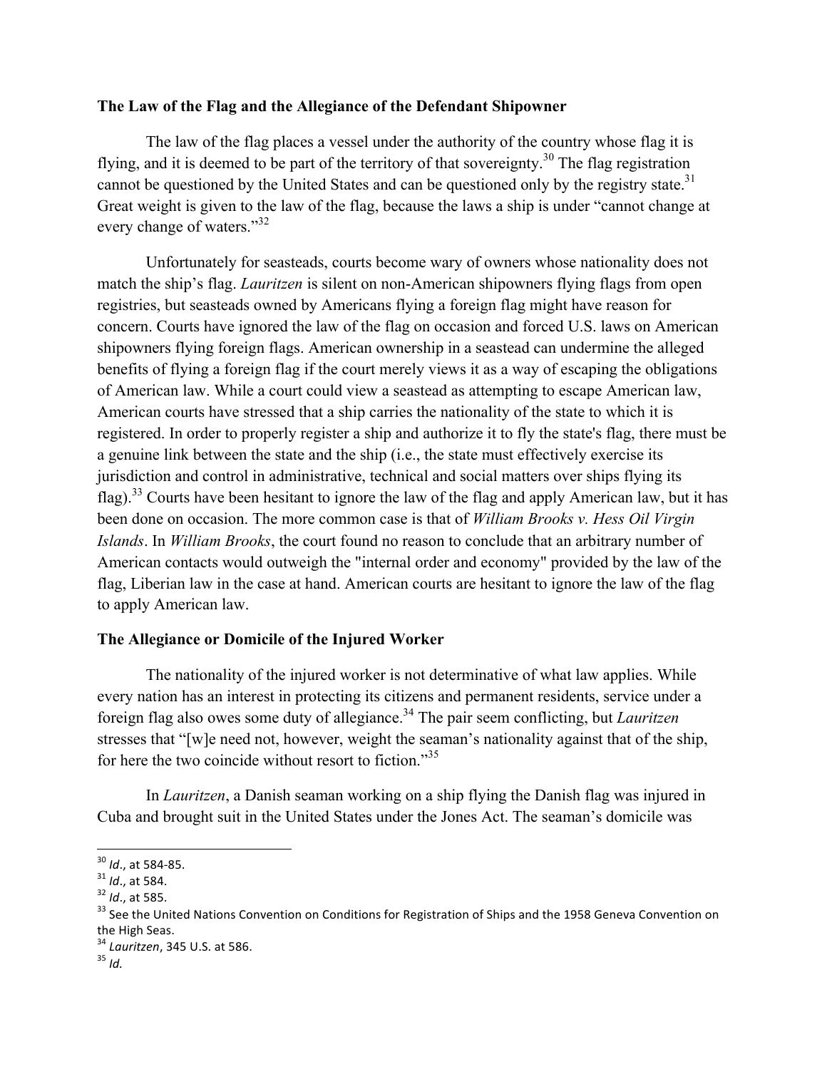**The Law of the Flag and the Allegiance of the Defendant Shipowner**

The law of the flag places a vessel under the authority of the country whose flag it is flying, and it is deemed to be part of the territory of that sovereignty.[30] The flag registration cannot be questioned by the United States and can be questioned only by the registry state.[31] Great weight is given to the law of the flag, because the laws a ship is under "cannot change at every change of waters."[32]

Unfortunately for seasteads, courts become wary of owners whose nationality does not match the ship's flag. *Lauritzen* is silent on non-American shipowners flying flags from open registries, but seasteads owned by Americans flying a foreign flag might have reason for concern. Courts have ignored the law of the flag on occasion and forced U.S. laws on American shipowners flying foreign flags. American ownership in a seastead can undermine the alleged benefits of flying a foreign flag if the court merely views it as a way of escaping the obligations of American law. While a court could view a seastead as attempting to escape American law, American courts have stressed that a ship carries the nationality of the state to which it is registered. In order to properly register a ship and authorize it to fly the state's flag, there must be a genuine link between the state and the ship (i.e., the state must effectively exercise its jurisdiction and control in administrative, technical and social matters over ships flying its flag).[33] Courts have been hesitant to ignore the law of the flag and apply American law, but it has been done on occasion. The more common case is that of *William Brooks v. Hess Oil Virgin Islands*. In *William Brooks*, the court found no reason to conclude that an arbitrary number of American contacts would outweigh the "internal order and economy" provided by the law of the flag, Liberian law in the case at hand. American courts are hesitant to ignore the law of the flag to apply American law.

**The Allegiance or Domicile of the Injured Worker**

The nationality of the injured worker is not determinative of what law applies. While every nation has an interest in protecting its citizens and permanent residents, service under a foreign flag also owes some duty of allegiance.[34] The pair seem conflicting, but *Lauritzen* stresses that "[w]e need not, however, weight the seaman's nationality against that of the ship, for here the two coincide without resort to fiction."[35]

In *Lauritzen*, a Danish seaman working on a ship flying the Danish flag was injured in Cuba and brought suit in the United States under the Jones Act. The seaman's domicile was

---

[30] *Id*., at 584-85.
[31] *Id*., at 584.
[32] *Id*., at 585.
[33] See the United Nations Convention on Conditions for Registration of Ships and the 1958 Geneva Convention on the High Seas.
[34] *Lauritzen*, 345 U.S. at 586.
[35] *Id.*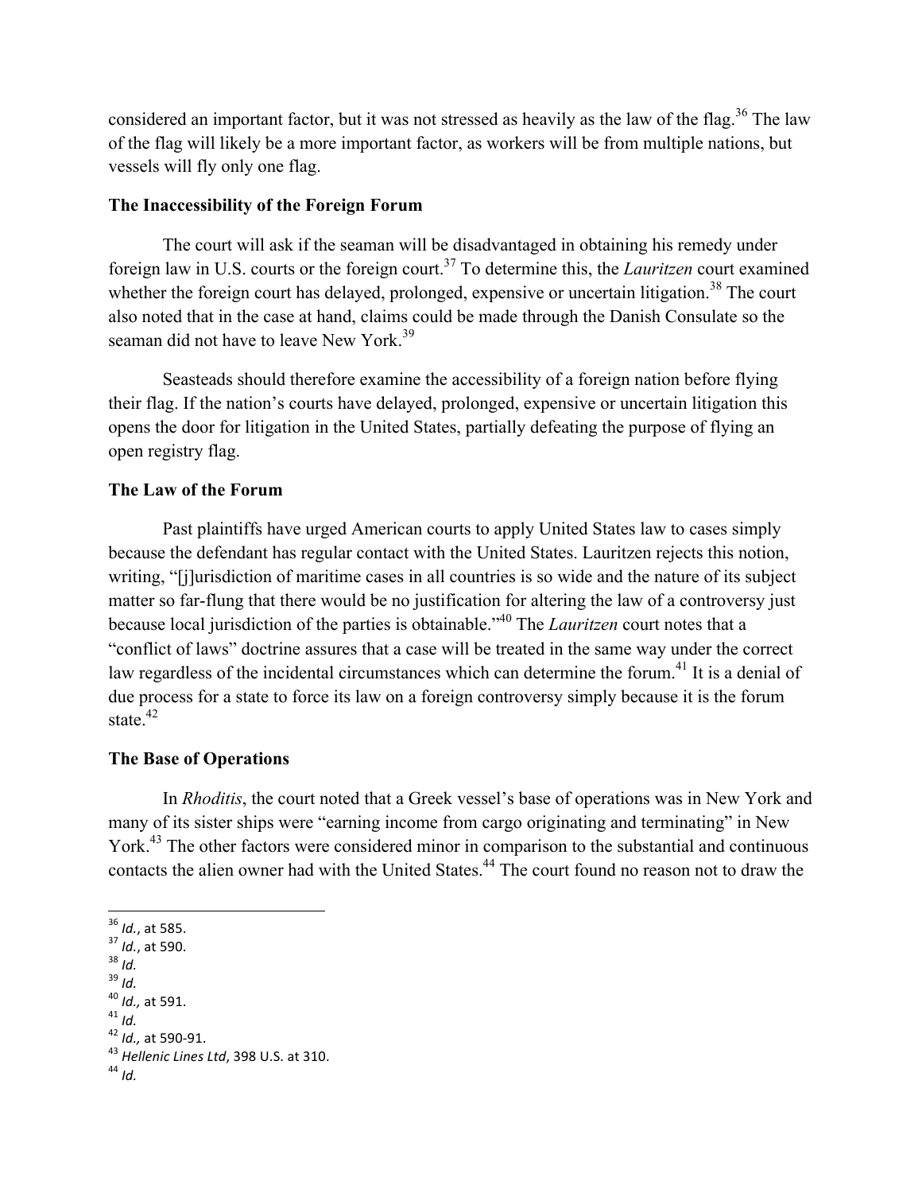considered an important factor, but it was not stressed as heavily as the law of the flag.[36] The law of the flag will likely be a more important factor, as workers will be from multiple nations, but vessels will fly only one flag.

### The Inaccessibility of the Foreign Forum

The court will ask if the seaman will be disadvantaged in obtaining his remedy under foreign law in U.S. courts or the foreign court.[37] To determine this, the *Lauritzen* court examined whether the foreign court has delayed, prolonged, expensive or uncertain litigation.[38] The court also noted that in the case at hand, claims could be made through the Danish Consulate so the seaman did not have to leave New York.[39]

Seasteads should therefore examine the accessibility of a foreign nation before flying their flag. If the nation's courts have delayed, prolonged, expensive or uncertain litigation this opens the door for litigation in the United States, partially defeating the purpose of flying an open registry flag.

### The Law of the Forum

Past plaintiffs have urged American courts to apply United States law to cases simply because the defendant has regular contact with the United States. Lauritzen rejects this notion, writing, "[j]urisdiction of maritime cases in all countries is so wide and the nature of its subject matter so far-flung that there would be no justification for altering the law of a controversy just because local jurisdiction of the parties is obtainable."[40] The *Lauritzen* court notes that a "conflict of laws" doctrine assures that a case will be treated in the same way under the correct law regardless of the incidental circumstances which can determine the forum.[41] It is a denial of due process for a state to force its law on a foreign controversy simply because it is the forum state.[42]

### The Base of Operations

In *Rhoditis*, the court noted that a Greek vessel's base of operations was in New York and many of its sister ships were "earning income from cargo originating and terminating" in New York.[43] The other factors were considered minor in comparison to the substantial and continuous contacts the alien owner had with the United States.[44] The court found no reason not to draw the

---

[36] *Id.*, at 585.
[37] *Id.*, at 590.
[38] *Id.*
[39] *Id.*
[40] *Id.,* at 591.
[41] *Id.*
[42] *Id.,* at 590-91.
[43] *Hellenic Lines Ltd*, 398 U.S. at 310.
[44] *Id.*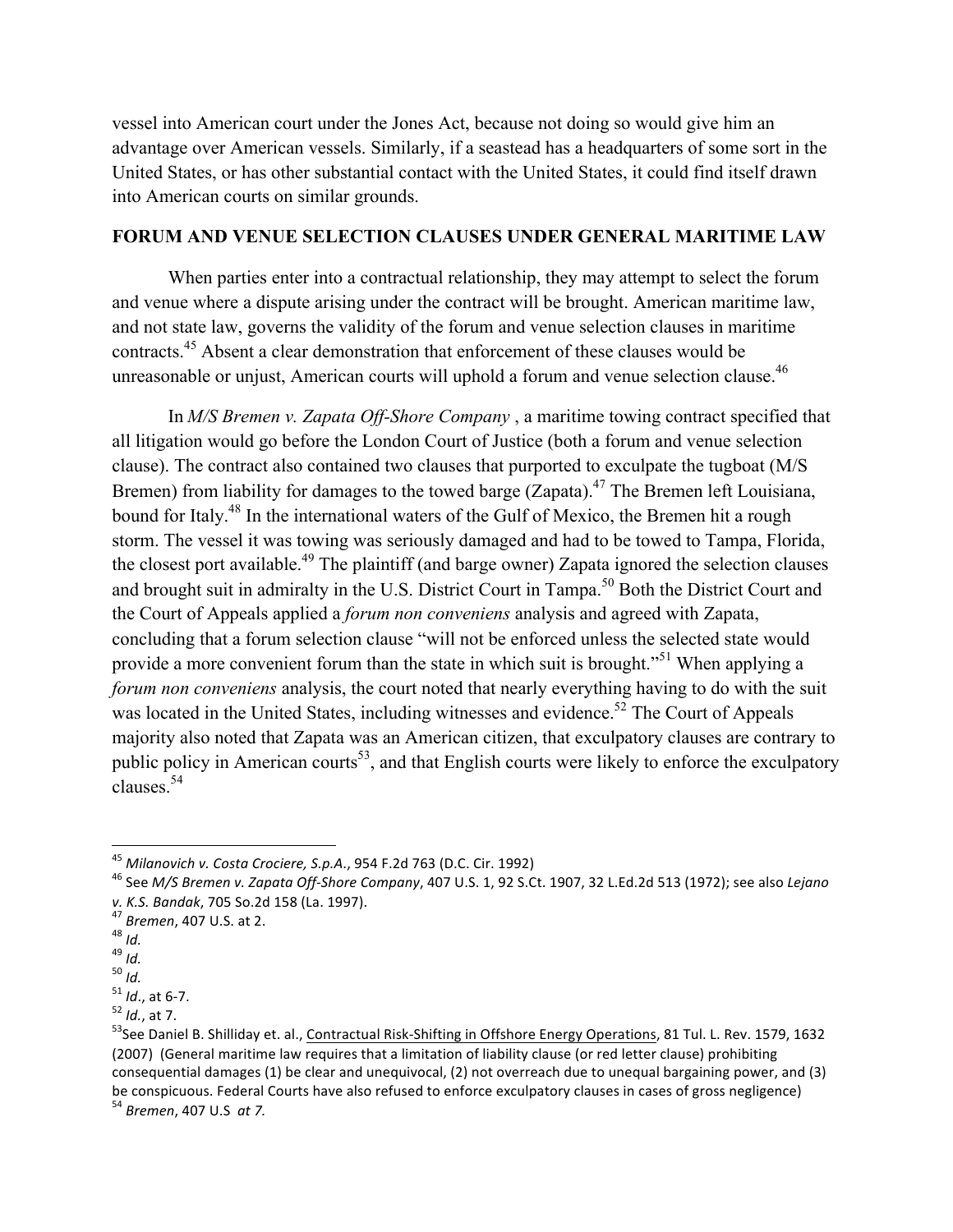vessel into American court under the Jones Act, because not doing so would give him an advantage over American vessels. Similarly, if a seastead has a headquarters of some sort in the United States, or has other substantial contact with the United States, it could find itself drawn into American courts on similar grounds.

## FORUM AND VENUE SELECTION CLAUSES UNDER GENERAL MARITIME LAW

When parties enter into a contractual relationship, they may attempt to select the forum and venue where a dispute arising under the contract will be brought. American maritime law, and not state law, governs the validity of the forum and venue selection clauses in maritime contracts.[45] Absent a clear demonstration that enforcement of these clauses would be unreasonable or unjust, American courts will uphold a forum and venue selection clause.[46]

In *M/S Bremen v. Zapata Off-Shore Company* , a maritime towing contract specified that all litigation would go before the London Court of Justice (both a forum and venue selection clause). The contract also contained two clauses that purported to exculpate the tugboat (M/S Bremen) from liability for damages to the towed barge (Zapata).[47] The Bremen left Louisiana, bound for Italy.[48] In the international waters of the Gulf of Mexico, the Bremen hit a rough storm. The vessel it was towing was seriously damaged and had to be towed to Tampa, Florida, the closest port available.[49] The plaintiff (and barge owner) Zapata ignored the selection clauses and brought suit in admiralty in the U.S. District Court in Tampa.[50] Both the District Court and the Court of Appeals applied a *forum non conveniens* analysis and agreed with Zapata, concluding that a forum selection clause "will not be enforced unless the selected state would provide a more convenient forum than the state in which suit is brought."[51] When applying a *forum non conveniens* analysis, the court noted that nearly everything having to do with the suit was located in the United States, including witnesses and evidence.[52] The Court of Appeals majority also noted that Zapata was an American citizen, that exculpatory clauses are contrary to public policy in American courts[53], and that English courts were likely to enforce the exculpatory clauses.[54]

---

[45] *Milanovich v. Costa Crociere, S.p.A.*, 954 F.2d 763 (D.C. Cir. 1992)

[46] See *M/S Bremen v. Zapata Off-Shore Company*, 407 U.S. 1, 92 S.Ct. 1907, 32 L.Ed.2d 513 (1972); see also *Lejano v. K.S. Bandak*, 705 So.2d 158 (La. 1997).

[47] *Bremen*, 407 U.S. at 2.

[48] *Id.*

[49] *Id.*

[50] *Id.*

[51] *Id.*, at 6-7.

[52] *Id.*, at 7.

[53] See Daniel B. Shilliday et. al., Contractual Risk-Shifting in Offshore Energy Operations, 81 Tul. L. Rev. 1579, 1632 (2007) (General maritime law requires that a limitation of liability clause (or red letter clause) prohibiting consequential damages (1) be clear and unequivocal, (2) not overreach due to unequal bargaining power, and (3) be conspicuous. Federal Courts have also refused to enforce exculpatory clauses in cases of gross negligence)

[54] *Bremen*, 407 U.S *at 7.*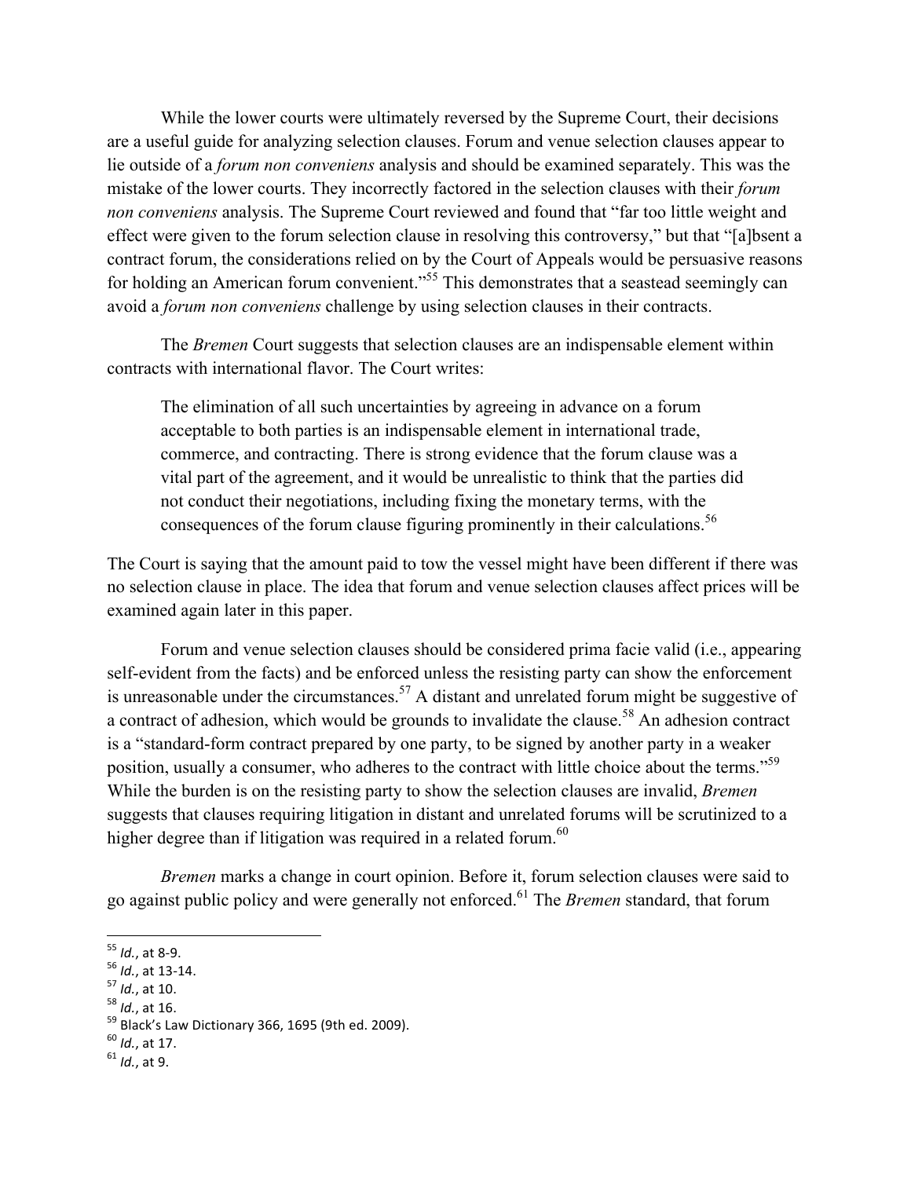While the lower courts were ultimately reversed by the Supreme Court, their decisions are a useful guide for analyzing selection clauses. Forum and venue selection clauses appear to lie outside of a *forum non conveniens* analysis and should be examined separately. This was the mistake of the lower courts. They incorrectly factored in the selection clauses with their *forum non conveniens* analysis. The Supreme Court reviewed and found that "far too little weight and effect were given to the forum selection clause in resolving this controversy," but that "[a]bsent a contract forum, the considerations relied on by the Court of Appeals would be persuasive reasons for holding an American forum convenient."[55] This demonstrates that a seastead seemingly can avoid a *forum non conveniens* challenge by using selection clauses in their contracts.

The *Bremen* Court suggests that selection clauses are an indispensable element within contracts with international flavor. The Court writes:

> The elimination of all such uncertainties by agreeing in advance on a forum acceptable to both parties is an indispensable element in international trade, commerce, and contracting. There is strong evidence that the forum clause was a vital part of the agreement, and it would be unrealistic to think that the parties did not conduct their negotiations, including fixing the monetary terms, with the consequences of the forum clause figuring prominently in their calculations.[56]

The Court is saying that the amount paid to tow the vessel might have been different if there was no selection clause in place. The idea that forum and venue selection clauses affect prices will be examined again later in this paper.

Forum and venue selection clauses should be considered prima facie valid (i.e., appearing self-evident from the facts) and be enforced unless the resisting party can show the enforcement is unreasonable under the circumstances.[57] A distant and unrelated forum might be suggestive of a contract of adhesion, which would be grounds to invalidate the clause.[58] An adhesion contract is a "standard-form contract prepared by one party, to be signed by another party in a weaker position, usually a consumer, who adheres to the contract with little choice about the terms."[59] While the burden is on the resisting party to show the selection clauses are invalid, *Bremen* suggests that clauses requiring litigation in distant and unrelated forums will be scrutinized to a higher degree than if litigation was required in a related forum.[60]

*Bremen* marks a change in court opinion. Before it, forum selection clauses were said to go against public policy and were generally not enforced.[61] The *Bremen* standard, that forum

---

[55] *Id.*, at 8-9.
[56] *Id.*, at 13-14.
[57] *Id.*, at 10.
[58] *Id.*, at 16.
[59] Black's Law Dictionary 366, 1695 (9th ed. 2009).
[60] *Id.*, at 17.
[61] *Id.*, at 9.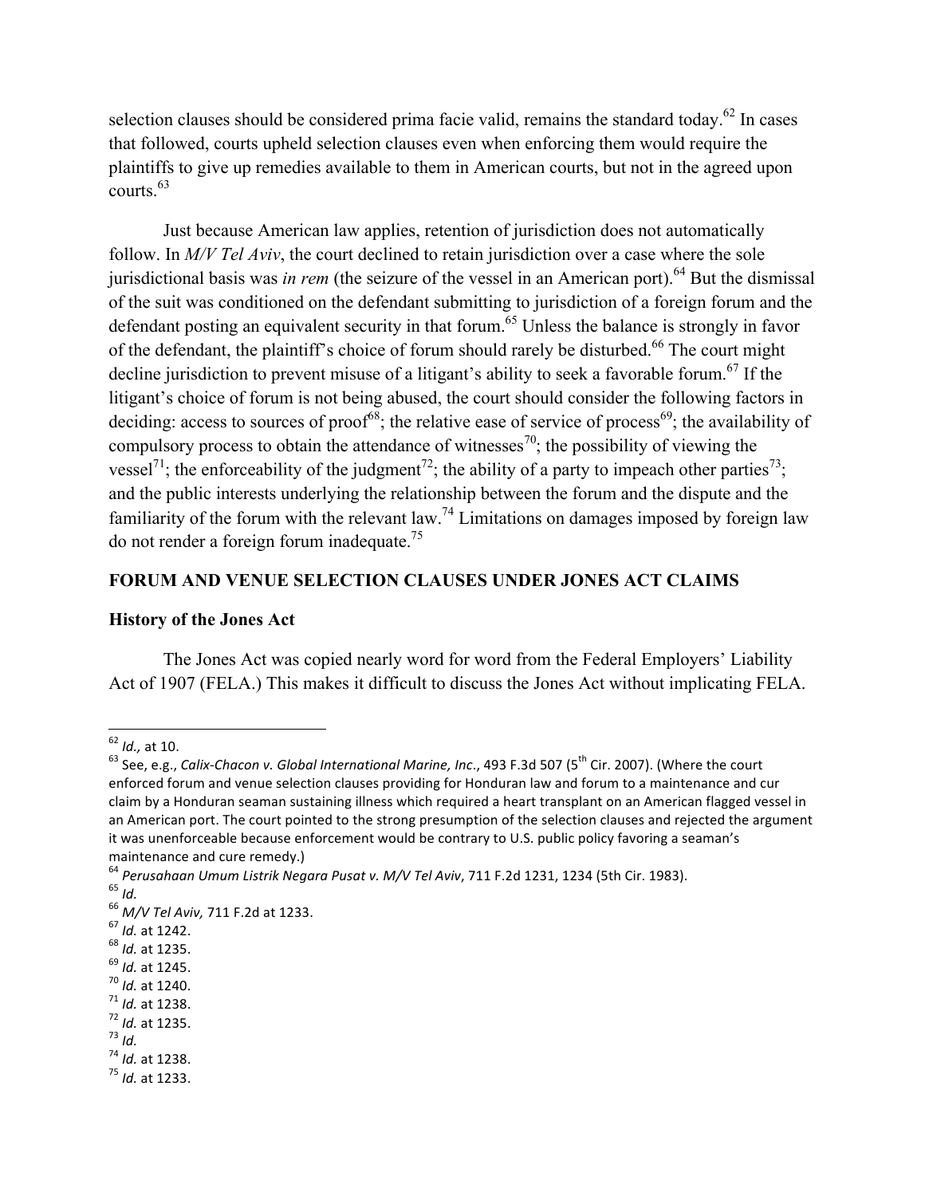selection clauses should be considered prima facie valid, remains the standard today.[62] In cases that followed, courts upheld selection clauses even when enforcing them would require the plaintiffs to give up remedies available to them in American courts, but not in the agreed upon courts.[63]

Just because American law applies, retention of jurisdiction does not automatically follow. In *M/V Tel Aviv*, the court declined to retain jurisdiction over a case where the sole jurisdictional basis was *in rem* (the seizure of the vessel in an American port).[64] But the dismissal of the suit was conditioned on the defendant submitting to jurisdiction of a foreign forum and the defendant posting an equivalent security in that forum.[65] Unless the balance is strongly in favor of the defendant, the plaintiff's choice of forum should rarely be disturbed.[66] The court might decline jurisdiction to prevent misuse of a litigant's ability to seek a favorable forum.[67] If the litigant's choice of forum is not being abused, the court should consider the following factors in deciding: access to sources of proof[68]; the relative ease of service of process[69]; the availability of compulsory process to obtain the attendance of witnesses[70]; the possibility of viewing the vessel[71]; the enforceability of the judgment[72]; the ability of a party to impeach other parties[73]; and the public interests underlying the relationship between the forum and the dispute and the familiarity of the forum with the relevant law.[74] Limitations on damages imposed by foreign law do not render a foreign forum inadequate.[75]

## FORUM AND VENUE SELECTION CLAUSES UNDER JONES ACT CLAIMS

### History of the Jones Act

The Jones Act was copied nearly word for word from the Federal Employers' Liability Act of 1907 (FELA.) This makes it difficult to discuss the Jones Act without implicating FELA.

---

[62] *Id.,* at 10.

[63] See, e.g., *Calix-Chacon v. Global International Marine, Inc*., 493 F.3d 507 (5th Cir. 2007). (Where the court enforced forum and venue selection clauses providing for Honduran law and forum to a maintenance and cur claim by a Honduran seaman sustaining illness which required a heart transplant on an American flagged vessel in an American port. The court pointed to the strong presumption of the selection clauses and rejected the argument it was unenforceable because enforcement would be contrary to U.S. public policy favoring a seaman's maintenance and cure remedy.)

[64] *Perusahaan Umum Listrik Negara Pusat v. M/V Tel Aviv*, 711 F.2d 1231, 1234 (5th Cir. 1983).

[65] *Id.*

[66] *M/V Tel Aviv,* 711 F.2d at 1233.

[67] *Id.* at 1242.

[68] *Id.* at 1235.

[69] *Id.* at 1245.

[70] *Id.* at 1240.

[71] *Id.* at 1238.

[72] *Id.* at 1235.

[73] *Id.*

[74] *Id.* at 1238.

[75] *Id.* at 1233.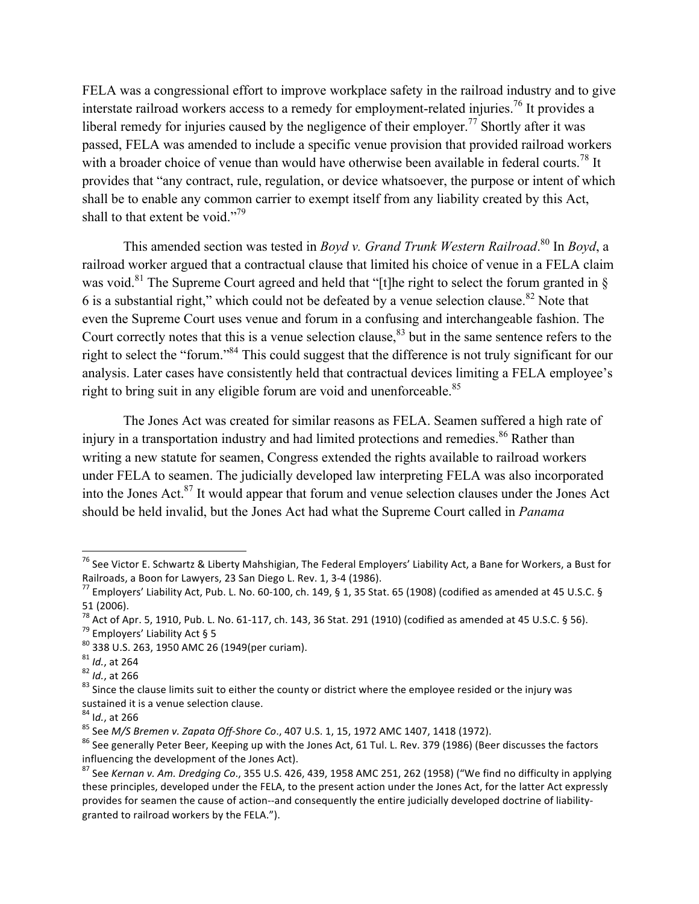FELA was a congressional effort to improve workplace safety in the railroad industry and to give interstate railroad workers access to a remedy for employment-related injuries.[76] It provides a liberal remedy for injuries caused by the negligence of their employer.[77] Shortly after it was passed, FELA was amended to include a specific venue provision that provided railroad workers with a broader choice of venue than would have otherwise been available in federal courts.[78] It provides that "any contract, rule, regulation, or device whatsoever, the purpose or intent of which shall be to enable any common carrier to exempt itself from any liability created by this Act, shall to that extent be void."[79]

This amended section was tested in *Boyd v. Grand Trunk Western Railroad*.[80] In *Boyd*, a railroad worker argued that a contractual clause that limited his choice of venue in a FELA claim was void.[81] The Supreme Court agreed and held that "[t]he right to select the forum granted in § 6 is a substantial right," which could not be defeated by a venue selection clause.[82] Note that even the Supreme Court uses venue and forum in a confusing and interchangeable fashion. The Court correctly notes that this is a venue selection clause,[83] but in the same sentence refers to the right to select the "forum."[84] This could suggest that the difference is not truly significant for our analysis. Later cases have consistently held that contractual devices limiting a FELA employee's right to bring suit in any eligible forum are void and unenforceable.[85]

The Jones Act was created for similar reasons as FELA. Seamen suffered a high rate of injury in a transportation industry and had limited protections and remedies.[86] Rather than writing a new statute for seamen, Congress extended the rights available to railroad workers under FELA to seamen. The judicially developed law interpreting FELA was also incorporated into the Jones Act.[87] It would appear that forum and venue selection clauses under the Jones Act should be held invalid, but the Jones Act had what the Supreme Court called in *Panama*

---

[76] See Victor E. Schwartz & Liberty Mahshigian, The Federal Employers' Liability Act, a Bane for Workers, a Bust for Railroads, a Boon for Lawyers, 23 San Diego L. Rev. 1, 3-4 (1986).

[77] Employers' Liability Act, Pub. L. No. 60-100, ch. 149, § 1, 35 Stat. 65 (1908) (codified as amended at 45 U.S.C. § 51 (2006).

[78] Act of Apr. 5, 1910, Pub. L. No. 61-117, ch. 143, 36 Stat. 291 (1910) (codified as amended at 45 U.S.C. § 56).

[79] Employers' Liability Act § 5

[80] 338 U.S. 263, 1950 AMC 26 (1949(per curiam).

[81] *Id.*, at 264

[82] *Id.*, at 266

[83] Since the clause limits suit to either the county or district where the employee resided or the injury was sustained it is a venue selection clause.

[84] I*d.*, at 266

[85] See *M/S Bremen v. Zapata Off-Shore Co*., 407 U.S. 1, 15, 1972 AMC 1407, 1418 (1972).

[86] See generally Peter Beer, Keeping up with the Jones Act, 61 Tul. L. Rev. 379 (1986) (Beer discusses the factors influencing the development of the Jones Act).

[87] See *Kernan v. Am. Dredging Co*., 355 U.S. 426, 439, 1958 AMC 251, 262 (1958) ("We find no difficulty in applying these principles, developed under the FELA, to the present action under the Jones Act, for the latter Act expressly provides for seamen the cause of action--and consequently the entire judicially developed doctrine of liability-granted to railroad workers by the FELA.").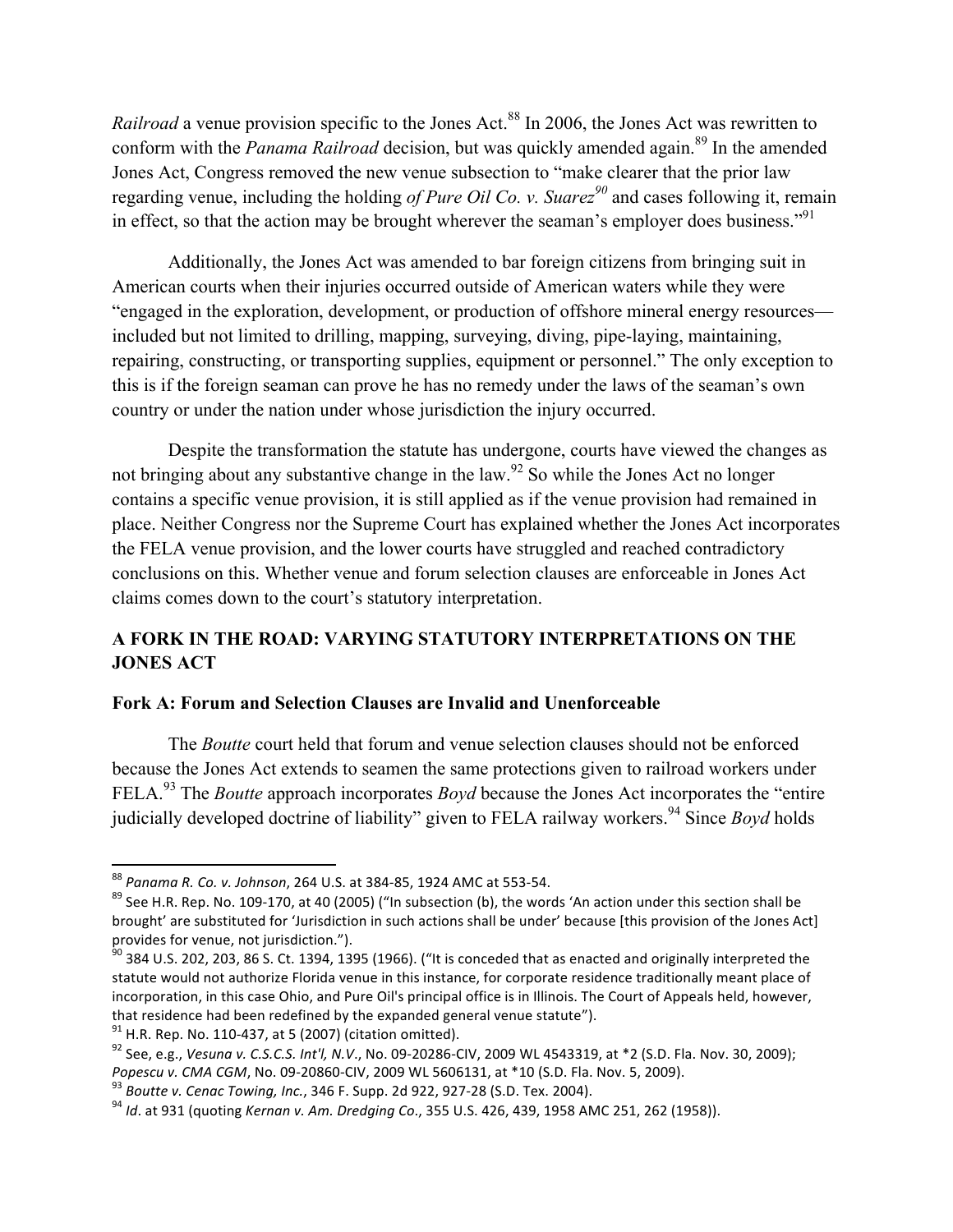*Railroad* a venue provision specific to the Jones Act.[88] In 2006, the Jones Act was rewritten to conform with the *Panama Railroad* decision, but was quickly amended again.[89] In the amended Jones Act, Congress removed the new venue subsection to "make clearer that the prior law regarding venue, including the holding *of Pure Oil Co. v. Suarez*[90] and cases following it, remain in effect, so that the action may be brought wherever the seaman's employer does business."[91]

Additionally, the Jones Act was amended to bar foreign citizens from bringing suit in American courts when their injuries occurred outside of American waters while they were "engaged in the exploration, development, or production of offshore mineral energy resources—included but not limited to drilling, mapping, surveying, diving, pipe-laying, maintaining, repairing, constructing, or transporting supplies, equipment or personnel." The only exception to this is if the foreign seaman can prove he has no remedy under the laws of the seaman's own country or under the nation under whose jurisdiction the injury occurred.

Despite the transformation the statute has undergone, courts have viewed the changes as not bringing about any substantive change in the law.[92] So while the Jones Act no longer contains a specific venue provision, it is still applied as if the venue provision had remained in place. Neither Congress nor the Supreme Court has explained whether the Jones Act incorporates the FELA venue provision, and the lower courts have struggled and reached contradictory conclusions on this. Whether venue and forum selection clauses are enforceable in Jones Act claims comes down to the court's statutory interpretation.

## A FORK IN THE ROAD: VARYING STATUTORY INTERPRETATIONS ON THE JONES ACT

### Fork A: Forum and Selection Clauses are Invalid and Unenforceable

The *Boutte* court held that forum and venue selection clauses should not be enforced because the Jones Act extends to seamen the same protections given to railroad workers under FELA.[93] The *Boutte* approach incorporates *Boyd* because the Jones Act incorporates the "entire judicially developed doctrine of liability" given to FELA railway workers.[94] Since *Boyd* holds

---

[88] *Panama R. Co. v. Johnson*, 264 U.S. at 384-85, 1924 AMC at 553-54.

[89] See H.R. Rep. No. 109-170, at 40 (2005) ("In subsection (b), the words 'An action under this section shall be brought' are substituted for 'Jurisdiction in such actions shall be under' because [this provision of the Jones Act] provides for venue, not jurisdiction.").

[90] 384 U.S. 202, 203, 86 S. Ct. 1394, 1395 (1966). ("It is conceded that as enacted and originally interpreted the statute would not authorize Florida venue in this instance, for corporate residence traditionally meant place of incorporation, in this case Ohio, and Pure Oil's principal office is in Illinois. The Court of Appeals held, however, that residence had been redefined by the expanded general venue statute").

[91] H.R. Rep. No. 110-437, at 5 (2007) (citation omitted).

[92] See, e.g., *Vesuna v. C.S.C.S. Int'l, N.V.*, No. 09-20286-CIV, 2009 WL 4543319, at *2 (S.D. Fla. Nov. 30, 2009); *Popescu v. CMA CGM*, No. 09-20860-CIV, 2009 WL 5606131, at *10 (S.D. Fla. Nov. 5, 2009).

[93] *Boutte v. Cenac Towing, Inc.*, 346 F. Supp. 2d 922, 927-28 (S.D. Tex. 2004).

[94] *Id*. at 931 (quoting *Kernan v. Am. Dredging Co*., 355 U.S. 426, 439, 1958 AMC 251, 262 (1958)).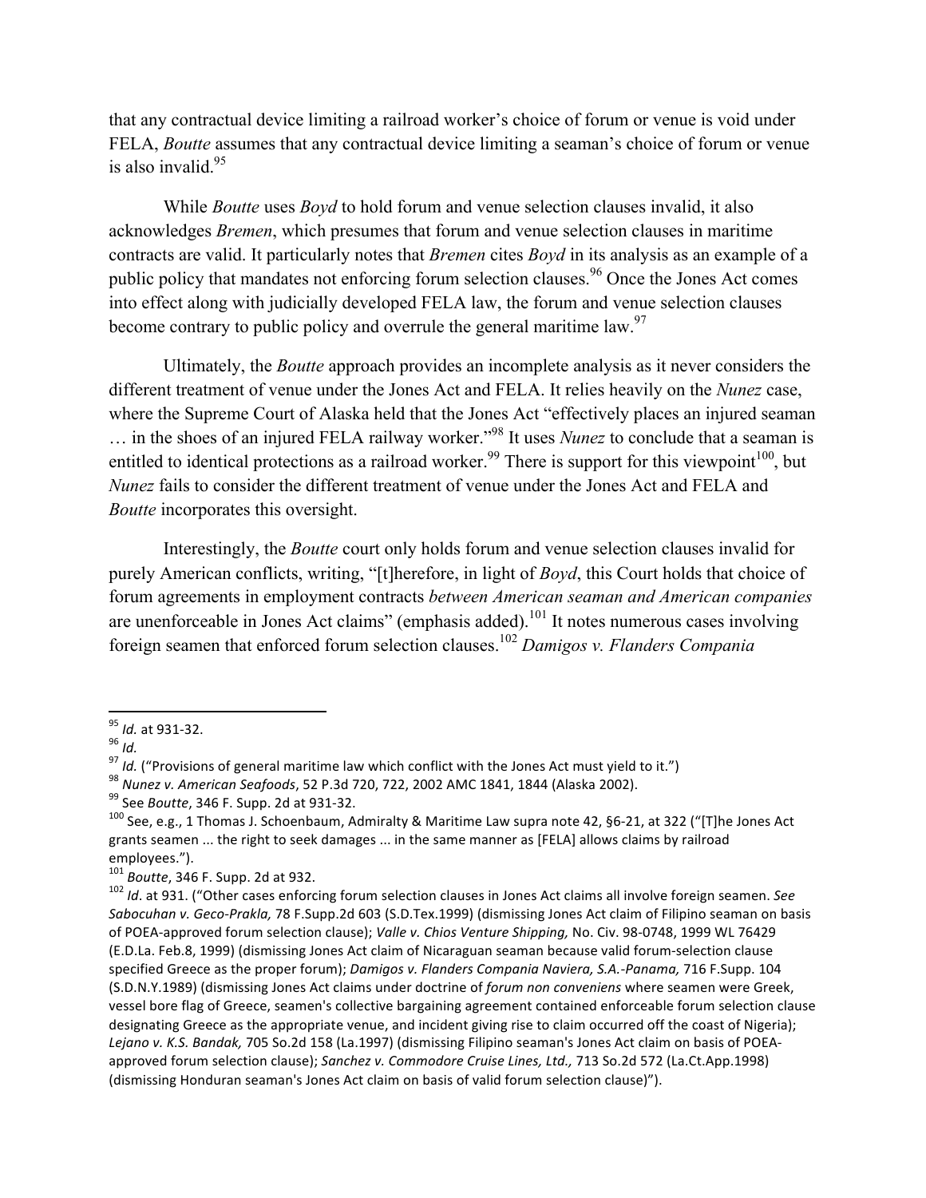that any contractual device limiting a railroad worker's choice of forum or venue is void under FELA, *Boutte* assumes that any contractual device limiting a seaman's choice of forum or venue is also invalid.[95]

While *Boutte* uses *Boyd* to hold forum and venue selection clauses invalid, it also acknowledges *Bremen*, which presumes that forum and venue selection clauses in maritime contracts are valid. It particularly notes that *Bremen* cites *Boyd* in its analysis as an example of a public policy that mandates not enforcing forum selection clauses.[96] Once the Jones Act comes into effect along with judicially developed FELA law, the forum and venue selection clauses become contrary to public policy and overrule the general maritime law.[97]

Ultimately, the *Boutte* approach provides an incomplete analysis as it never considers the different treatment of venue under the Jones Act and FELA. It relies heavily on the *Nunez* case, where the Supreme Court of Alaska held that the Jones Act "effectively places an injured seaman … in the shoes of an injured FELA railway worker."[98] It uses *Nunez* to conclude that a seaman is entitled to identical protections as a railroad worker.[99] There is support for this viewpoint[100], but *Nunez* fails to consider the different treatment of venue under the Jones Act and FELA and *Boutte* incorporates this oversight.

Interestingly, the *Boutte* court only holds forum and venue selection clauses invalid for purely American conflicts, writing, "[t]herefore, in light of *Boyd*, this Court holds that choice of forum agreements in employment contracts *between American seaman and American companies* are unenforceable in Jones Act claims" (emphasis added).[101] It notes numerous cases involving foreign seamen that enforced forum selection clauses.[102] *Damigos v. Flanders Compania*

---

[95] *Id.* at 931-32.

[96] *Id.*

[97] *Id.* ("Provisions of general maritime law which conflict with the Jones Act must yield to it.")

[98] *Nunez v. American Seafoods*, 52 P.3d 720, 722, 2002 AMC 1841, 1844 (Alaska 2002).

[99] See *Boutte*, 346 F. Supp. 2d at 931-32.

[100] See, e.g., 1 Thomas J. Schoenbaum, Admiralty & Maritime Law supra note 42, §6-21, at 322 ("[T]he Jones Act grants seamen ... the right to seek damages ... in the same manner as [FELA] allows claims by railroad employees.").

[101] *Boutte*, 346 F. Supp. 2d at 932.

[102] *Id*. at 931. ("Other cases enforcing forum selection clauses in Jones Act claims all involve foreign seamen. *See Sabocuhan v. Geco-Prakla,* 78 F.Supp.2d 603 (S.D.Tex.1999) (dismissing Jones Act claim of Filipino seaman on basis of POEA-approved forum selection clause); *Valle v. Chios Venture Shipping,* No. Civ. 98-0748, 1999 WL 76429 (E.D.La. Feb.8, 1999) (dismissing Jones Act claim of Nicaraguan seaman because valid forum-selection clause specified Greece as the proper forum); *Damigos v. Flanders Compania Naviera, S.A.-Panama,* 716 F.Supp. 104 (S.D.N.Y.1989) (dismissing Jones Act claims under doctrine of *forum non conveniens* where seamen were Greek, vessel bore flag of Greece, seamen's collective bargaining agreement contained enforceable forum selection clause designating Greece as the appropriate venue, and incident giving rise to claim occurred off the coast of Nigeria); *Lejano v. K.S. Bandak,* 705 So.2d 158 (La.1997) (dismissing Filipino seaman's Jones Act claim on basis of POEA-approved forum selection clause); *Sanchez v. Commodore Cruise Lines, Ltd.,* 713 So.2d 572 (La.Ct.App.1998) (dismissing Honduran seaman's Jones Act claim on basis of valid forum selection clause)").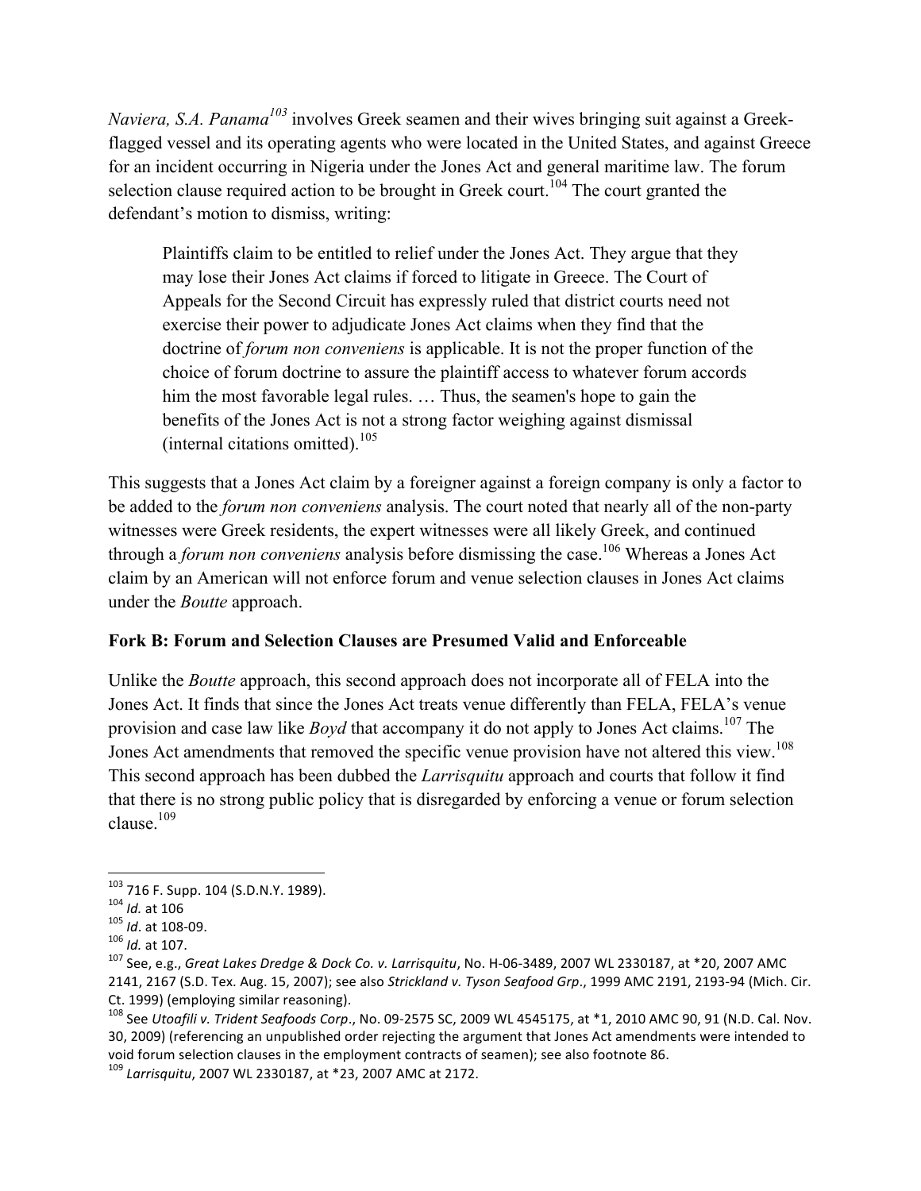*Naviera, S.A. Panama*[103] involves Greek seamen and their wives bringing suit against a Greek-flagged vessel and its operating agents who were located in the United States, and against Greece for an incident occurring in Nigeria under the Jones Act and general maritime law. The forum selection clause required action to be brought in Greek court.[104] The court granted the defendant's motion to dismiss, writing:

> Plaintiffs claim to be entitled to relief under the Jones Act. They argue that they may lose their Jones Act claims if forced to litigate in Greece. The Court of Appeals for the Second Circuit has expressly ruled that district courts need not exercise their power to adjudicate Jones Act claims when they find that the doctrine of *forum non conveniens* is applicable. It is not the proper function of the choice of forum doctrine to assure the plaintiff access to whatever forum accords him the most favorable legal rules. … Thus, the seamen's hope to gain the benefits of the Jones Act is not a strong factor weighing against dismissal (internal citations omitted).[105]

This suggests that a Jones Act claim by a foreigner against a foreign company is only a factor to be added to the *forum non conveniens* analysis. The court noted that nearly all of the non-party witnesses were Greek residents, the expert witnesses were all likely Greek, and continued through a *forum non conveniens* analysis before dismissing the case.[106] Whereas a Jones Act claim by an American will not enforce forum and venue selection clauses in Jones Act claims under the *Boutte* approach.

**Fork B: Forum and Selection Clauses are Presumed Valid and Enforceable**

Unlike the *Boutte* approach, this second approach does not incorporate all of FELA into the Jones Act. It finds that since the Jones Act treats venue differently than FELA, FELA's venue provision and case law like *Boyd* that accompany it do not apply to Jones Act claims.[107] The Jones Act amendments that removed the specific venue provision have not altered this view.[108] This second approach has been dubbed the *Larrisquitu* approach and courts that follow it find that there is no strong public policy that is disregarded by enforcing a venue or forum selection clause.[109]

---

[103] 716 F. Supp. 104 (S.D.N.Y. 1989).

[104] *Id.* at 106

[105] *Id*. at 108-09.

[106] *Id.* at 107.

[107] See, e.g., *Great Lakes Dredge & Dock Co. v. Larrisquitu*, No. H-06-3489, 2007 WL 2330187, at *20, 2007 AMC 2141, 2167 (S.D. Tex. Aug. 15, 2007); see also *Strickland v. Tyson Seafood Grp*., 1999 AMC 2191, 2193-94 (Mich. Cir. Ct. 1999) (employing similar reasoning).

[108] See *Utoafili v. Trident Seafoods Corp*., No. 09-2575 SC, 2009 WL 4545175, at *1, 2010 AMC 90, 91 (N.D. Cal. Nov. 30, 2009) (referencing an unpublished order rejecting the argument that Jones Act amendments were intended to void forum selection clauses in the employment contracts of seamen); see also footnote 86.

[109] *Larrisquitu*, 2007 WL 2330187, at *23, 2007 AMC at 2172.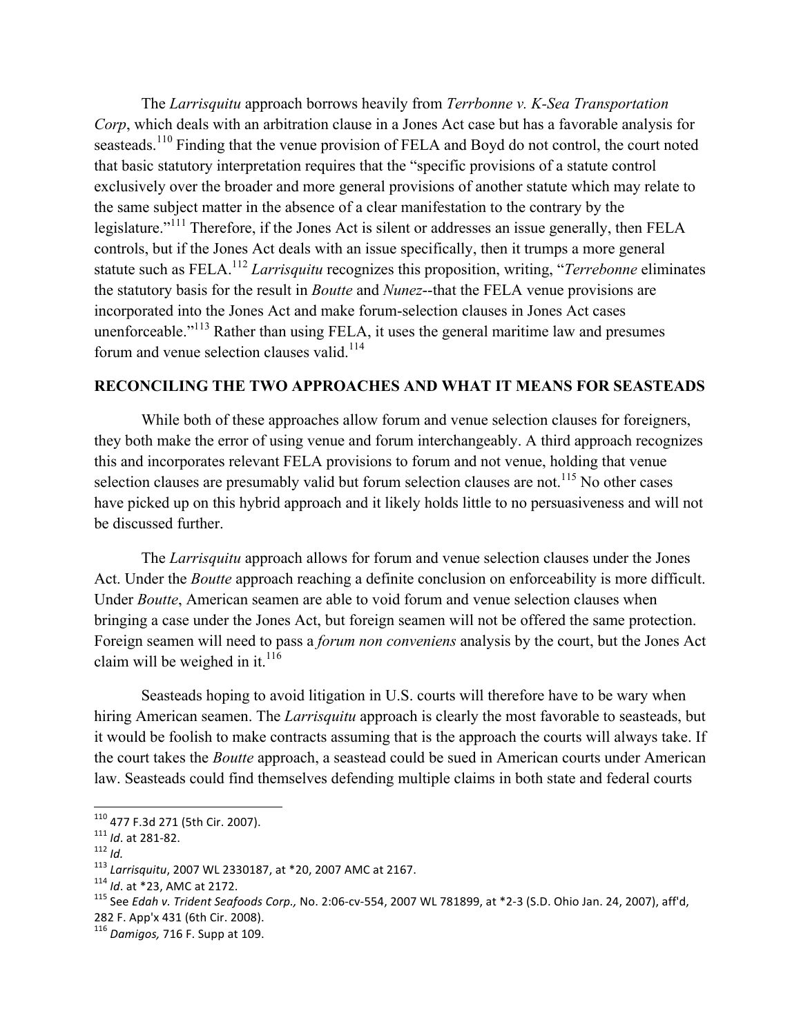The *Larrisquitu* approach borrows heavily from *Terrbonne v. K-Sea Transportation Corp*, which deals with an arbitration clause in a Jones Act case but has a favorable analysis for seasteads.[110] Finding that the venue provision of FELA and Boyd do not control, the court noted that basic statutory interpretation requires that the "specific provisions of a statute control exclusively over the broader and more general provisions of another statute which may relate to the same subject matter in the absence of a clear manifestation to the contrary by the legislature."[111] Therefore, if the Jones Act is silent or addresses an issue generally, then FELA controls, but if the Jones Act deals with an issue specifically, then it trumps a more general statute such as FELA.[112] *Larrisquitu* recognizes this proposition, writing, "*Terrebonne* eliminates the statutory basis for the result in *Boutte* and *Nunez*--that the FELA venue provisions are incorporated into the Jones Act and make forum-selection clauses in Jones Act cases unenforceable."[113] Rather than using FELA, it uses the general maritime law and presumes forum and venue selection clauses valid.[114]

## RECONCILING THE TWO APPROACHES AND WHAT IT MEANS FOR SEASTEADS

While both of these approaches allow forum and venue selection clauses for foreigners, they both make the error of using venue and forum interchangeably. A third approach recognizes this and incorporates relevant FELA provisions to forum and not venue, holding that venue selection clauses are presumably valid but forum selection clauses are not.[115] No other cases have picked up on this hybrid approach and it likely holds little to no persuasiveness and will not be discussed further.

The *Larrisquitu* approach allows for forum and venue selection clauses under the Jones Act. Under the *Boutte* approach reaching a definite conclusion on enforceability is more difficult. Under *Boutte*, American seamen are able to void forum and venue selection clauses when bringing a case under the Jones Act, but foreign seamen will not be offered the same protection. Foreign seamen will need to pass a *forum non conveniens* analysis by the court, but the Jones Act claim will be weighed in it.[116]

Seasteads hoping to avoid litigation in U.S. courts will therefore have to be wary when hiring American seamen. The *Larrisquitu* approach is clearly the most favorable to seasteads, but it would be foolish to make contracts assuming that is the approach the courts will always take. If the court takes the *Boutte* approach, a seastead could be sued in American courts under American law. Seasteads could find themselves defending multiple claims in both state and federal courts

---

[110] 477 F.3d 271 (5th Cir. 2007).

[111] *Id*. at 281-82.

[112] *Id.*

[113] *Larrisquitu*, 2007 WL 2330187, at *20, 2007 AMC at 2167.

[114] *Id*. at *23, AMC at 2172.

[115] See *Edah v. Trident Seafoods Corp.,* No. 2:06-cv-554, 2007 WL 781899, at *2-3 (S.D. Ohio Jan. 24, 2007), aff'd, 282 F. App'x 431 (6th Cir. 2008).

[116] *Damigos,* 716 F. Supp at 109.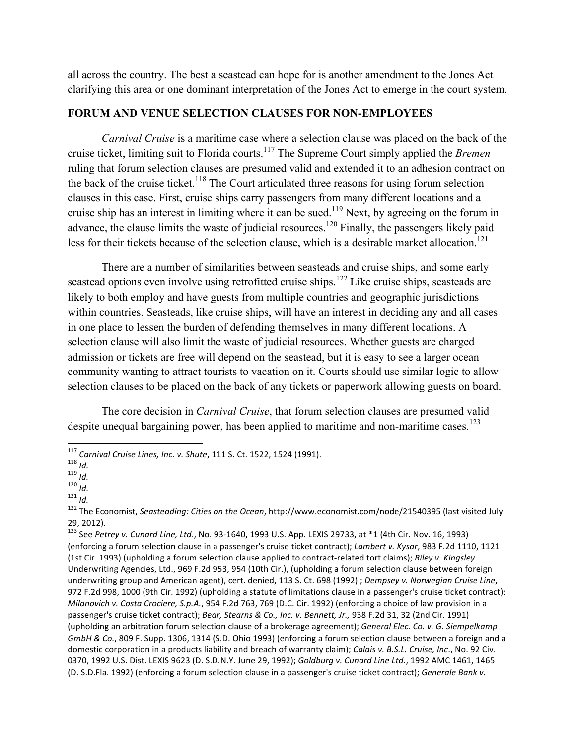all across the country. The best a seastead can hope for is another amendment to the Jones Act clarifying this area or one dominant interpretation of the Jones Act to emerge in the court system.

## FORUM AND VENUE SELECTION CLAUSES FOR NON-EMPLOYEES

*Carnival Cruise* is a maritime case where a selection clause was placed on the back of the cruise ticket, limiting suit to Florida courts.[117] The Supreme Court simply applied the *Bremen* ruling that forum selection clauses are presumed valid and extended it to an adhesion contract on the back of the cruise ticket.[118] The Court articulated three reasons for using forum selection clauses in this case. First, cruise ships carry passengers from many different locations and a cruise ship has an interest in limiting where it can be sued.[119] Next, by agreeing on the forum in advance, the clause limits the waste of judicial resources.[120] Finally, the passengers likely paid less for their tickets because of the selection clause, which is a desirable market allocation.[121]

There are a number of similarities between seasteads and cruise ships, and some early seastead options even involve using retrofitted cruise ships.[122] Like cruise ships, seasteads are likely to both employ and have guests from multiple countries and geographic jurisdictions within countries. Seasteads, like cruise ships, will have an interest in deciding any and all cases in one place to lessen the burden of defending themselves in many different locations. A selection clause will also limit the waste of judicial resources. Whether guests are charged admission or tickets are free will depend on the seastead, but it is easy to see a larger ocean community wanting to attract tourists to vacation on it. Courts should use similar logic to allow selection clauses to be placed on the back of any tickets or paperwork allowing guests on board.

The core decision in *Carnival Cruise*, that forum selection clauses are presumed valid despite unequal bargaining power, has been applied to maritime and non-maritime cases.[123]

---

[117] *Carnival Cruise Lines, Inc. v. Shute*, 111 S. Ct. 1522, 1524 (1991).

[118] *Id.*

[119] *Id.*

[120] *Id.*

[121] *Id.*

[122] The Economist, *Seasteading: Cities on the Ocean*, http://www.economist.com/node/21540395 (last visited July 29, 2012).

[123] See *Petrey v. Cunard Line, Ltd.*, No. 93-1640, 1993 U.S. App. LEXIS 29733, at *1 (4th Cir. Nov. 16, 1993) (enforcing a forum selection clause in a passenger's cruise ticket contract); *Lambert v. Kysar*, 983 F.2d 1110, 1121 (1st Cir. 1993) (upholding a forum selection clause applied to contract-related tort claims); *Riley v. Kingsley* Underwriting Agencies, Ltd., 969 F.2d 953, 954 (10th Cir.), (upholding a forum selection clause between foreign underwriting group and American agent), cert. denied, 113 S. Ct. 698 (1992) ; *Dempsey v. Norwegian Cruise Line*, 972 F.2d 998, 1000 (9th Cir. 1992) (upholding a statute of limitations clause in a passenger's cruise ticket contract); *Milanovich v. Costa Crociere, S.p.A.*, 954 F.2d 763, 769 (D.C. Cir. 1992) (enforcing a choice of law provision in a passenger's cruise ticket contract); *Bear, Stearns & Co., Inc. v. Bennett, Jr.,* 938 F.2d 31, 32 (2nd Cir. 1991) (upholding an arbitration forum selection clause of a brokerage agreement); *General Elec. Co. v. G. Siempelkamp GmbH & Co.*, 809 F. Supp. 1306, 1314 (S.D. Ohio 1993) (enforcing a forum selection clause between a foreign and a domestic corporation in a products liability and breach of warranty claim); *Calais v. B.S.L. Cruise, Inc*., No. 92 Civ. 0370, 1992 U.S. Dist. LEXIS 9623 (D. S.D.N.Y. June 29, 1992); *Goldburg v. Cunard Line Ltd.*, 1992 AMC 1461, 1465 (D. S.D.Fla. 1992) (enforcing a forum selection clause in a passenger's cruise ticket contract); *Generale Bank v.*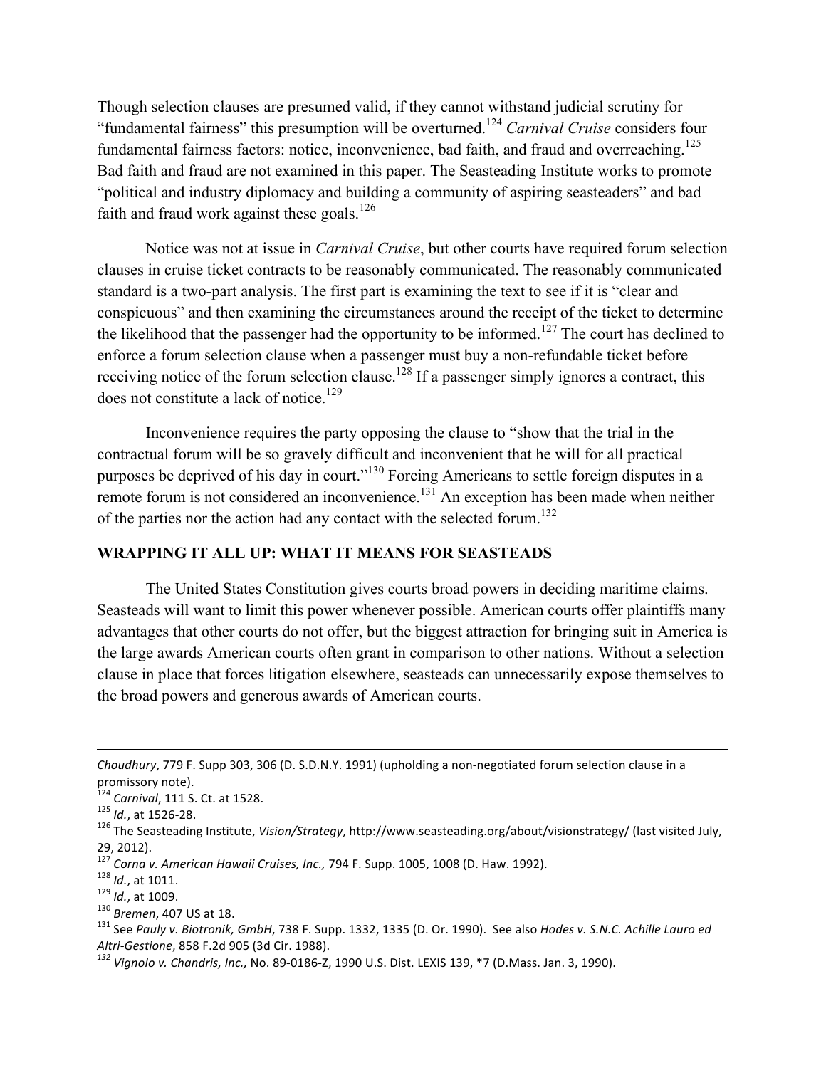Though selection clauses are presumed valid, if they cannot withstand judicial scrutiny for "fundamental fairness" this presumption will be overturned.[124] *Carnival Cruise* considers four fundamental fairness factors: notice, inconvenience, bad faith, and fraud and overreaching.[125] Bad faith and fraud are not examined in this paper. The Seasteading Institute works to promote "political and industry diplomacy and building a community of aspiring seasteaders" and bad faith and fraud work against these goals.[126]

Notice was not at issue in *Carnival Cruise*, but other courts have required forum selection clauses in cruise ticket contracts to be reasonably communicated. The reasonably communicated standard is a two-part analysis. The first part is examining the text to see if it is "clear and conspicuous" and then examining the circumstances around the receipt of the ticket to determine the likelihood that the passenger had the opportunity to be informed.[127] The court has declined to enforce a forum selection clause when a passenger must buy a non-refundable ticket before receiving notice of the forum selection clause.[128] If a passenger simply ignores a contract, this does not constitute a lack of notice.[129]

Inconvenience requires the party opposing the clause to "show that the trial in the contractual forum will be so gravely difficult and inconvenient that he will for all practical purposes be deprived of his day in court."[130] Forcing Americans to settle foreign disputes in a remote forum is not considered an inconvenience.[131] An exception has been made when neither of the parties nor the action had any contact with the selected forum.[132]

## WRAPPING IT ALL UP: WHAT IT MEANS FOR SEASTEADS

The United States Constitution gives courts broad powers in deciding maritime claims. Seasteads will want to limit this power whenever possible. American courts offer plaintiffs many advantages that other courts do not offer, but the biggest attraction for bringing suit in America is the large awards American courts often grant in comparison to other nations. Without a selection clause in place that forces litigation elsewhere, seasteads can unnecessarily expose themselves to the broad powers and generous awards of American courts.

---

*Choudhury*, 779 F. Supp 303, 306 (D. S.D.N.Y. 1991) (upholding a non-negotiated forum selection clause in a promissory note).

[124] *Carnival*, 111 S. Ct. at 1528.

[125] *Id.*, at 1526-28.

[126] The Seasteading Institute, *Vision/Strategy*, http://www.seasteading.org/about/visionstrategy/ (last visited July, 29, 2012).

[127] *Corna v. American Hawaii Cruises, Inc.,* 794 F. Supp. 1005, 1008 (D. Haw. 1992).

[128] *Id.*, at 1011.

[129] *Id.*, at 1009.

[130] *Bremen*, 407 US at 18.

[131] See *Pauly v. Biotronik, GmbH*, 738 F. Supp. 1332, 1335 (D. Or. 1990). See also *Hodes v. S.N.C. Achille Lauro ed Altri-Gestione*, 858 F.2d 905 (3d Cir. 1988).

[132] *Vignolo v. Chandris, Inc.,* No. 89-0186-Z, 1990 U.S. Dist. LEXIS 139, *7 (D.Mass. Jan. 3, 1990).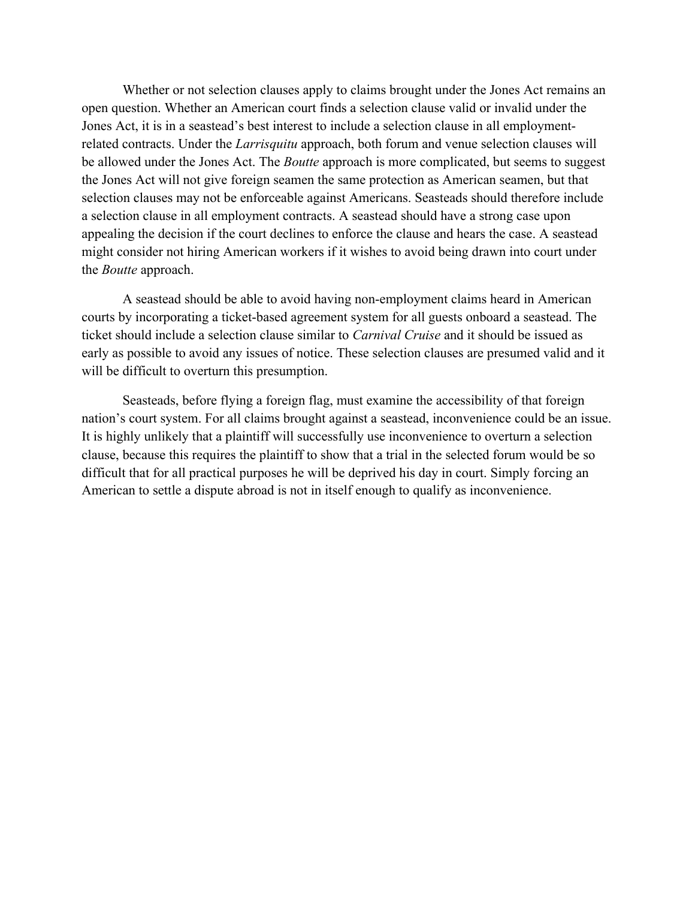Whether or not selection clauses apply to claims brought under the Jones Act remains an open question. Whether an American court finds a selection clause valid or invalid under the Jones Act, it is in a seastead's best interest to include a selection clause in all employment-related contracts. Under the *Larrisquitu* approach, both forum and venue selection clauses will be allowed under the Jones Act. The *Boutte* approach is more complicated, but seems to suggest the Jones Act will not give foreign seamen the same protection as American seamen, but that selection clauses may not be enforceable against Americans. Seasteads should therefore include a selection clause in all employment contracts. A seastead should have a strong case upon appealing the decision if the court declines to enforce the clause and hears the case. A seastead might consider not hiring American workers if it wishes to avoid being drawn into court under the *Boutte* approach.

A seastead should be able to avoid having non-employment claims heard in American courts by incorporating a ticket-based agreement system for all guests onboard a seastead. The ticket should include a selection clause similar to *Carnival Cruise* and it should be issued as early as possible to avoid any issues of notice. These selection clauses are presumed valid and it will be difficult to overturn this presumption.

Seasteads, before flying a foreign flag, must examine the accessibility of that foreign nation's court system. For all claims brought against a seastead, inconvenience could be an issue. It is highly unlikely that a plaintiff will successfully use inconvenience to overturn a selection clause, because this requires the plaintiff to show that a trial in the selected forum would be so difficult that for all practical purposes he will be deprived his day in court. Simply forcing an American to settle a dispute abroad is not in itself enough to qualify as inconvenience.